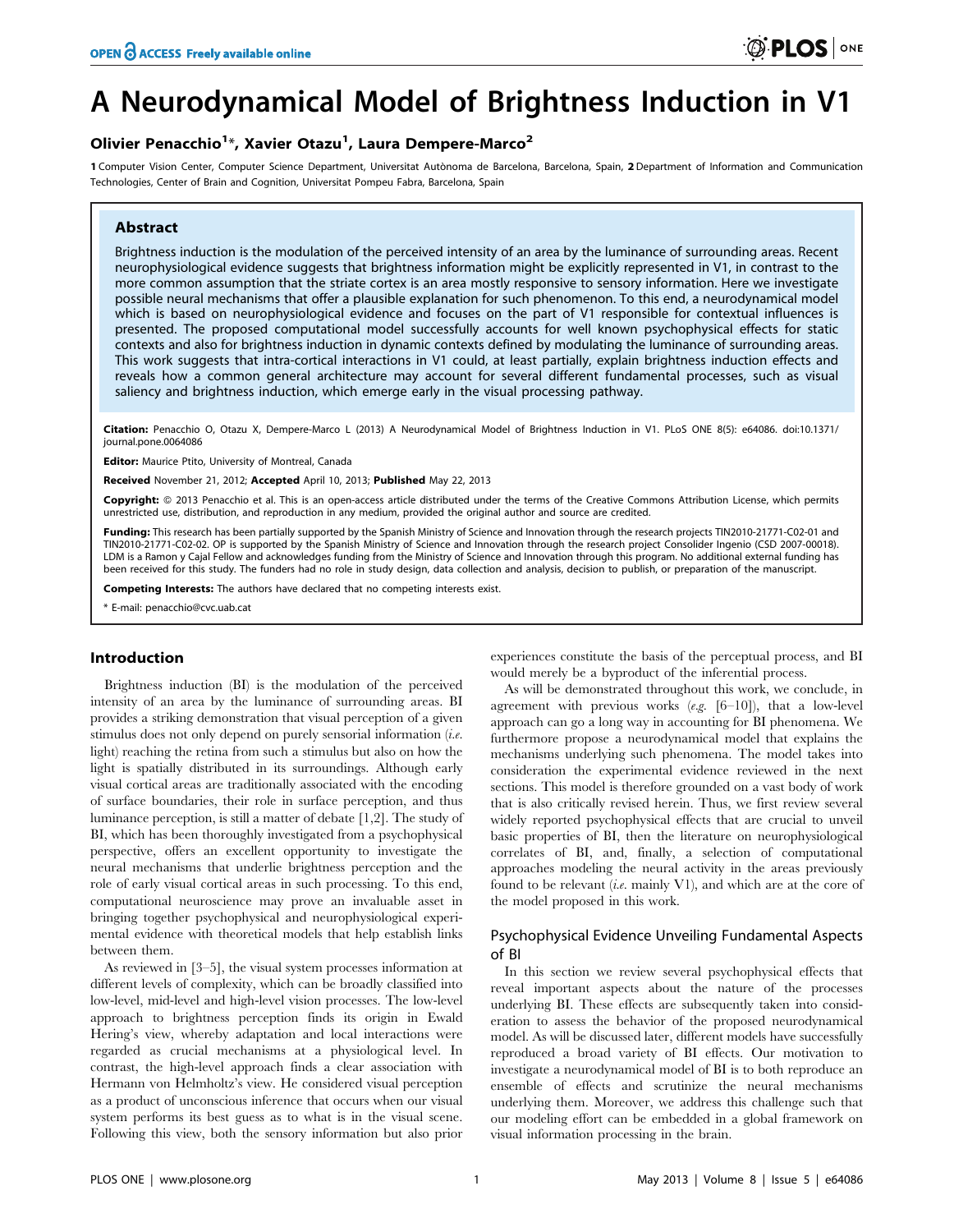# A Neurodynamical Model of Brightness Induction in V1

**Olivier Penacchio[1]\*, Xavier Otazu[1], Laura Dempere-Marco[2]**

1 Computer Vision Center, Computer Science Department, Universitat Autònoma de Barcelona, Barcelona, Spain, 2 Department of Information and Communication Technologies, Center of Brain and Cognition, Universitat Pompeu Fabra, Barcelona, Spain

## Abstract

Brightness induction is the modulation of the perceived intensity of an area by the luminance of surrounding areas. Recent neurophysiological evidence suggests that brightness information might be explicitly represented in V1, in contrast to the more common assumption that the striate cortex is an area mostly responsive to sensory information. Here we investigate possible neural mechanisms that offer a plausible explanation for such phenomenon. To this end, a neurodynamical model which is based on neurophysiological evidence and focuses on the part of V1 responsible for contextual influences is presented. The proposed computational model successfully accounts for well known psychophysical effects for static contexts and also for brightness induction in dynamic contexts defined by modulating the luminance of surrounding areas. This work suggests that intra-cortical interactions in V1 could, at least partially, explain brightness induction effects and reveals how a common general architecture may account for several different fundamental processes, such as visual saliency and brightness induction, which emerge early in the visual processing pathway.

**Citation:** Penacchio O, Otazu X, Dempere-Marco L (2013) A Neurodynamical Model of Brightness Induction in V1. PLoS ONE 8(5): e64086. doi:10.1371/journal.pone.0064086

**Editor:** Maurice Ptito, University of Montreal, Canada

**Received** November 21, 2012; **Accepted** April 10, 2013; **Published** May 22, 2013

**Copyright:** © 2013 Penacchio et al. This is an open-access article distributed under the terms of the Creative Commons Attribution License, which permits unrestricted use, distribution, and reproduction in any medium, provided the original author and source are credited.

**Funding:** This research has been partially supported by the Spanish Ministry of Science and Innovation through the research projects TIN2010-21771-C02-01 and TIN2010-21771-C02-02. OP is supported by the Spanish Ministry of Science and Innovation through the research project Consolider Ingenio (CSD 2007-00018). LDM is a Ramon y Cajal Fellow and acknowledges funding from the Ministry of Science and Innovation through this program. No additional external funding has been received for this study. The funders had no role in study design, data collection and analysis, decision to publish, or preparation of the manuscript.

**Competing Interests:** The authors have declared that no competing interests exist.

\* E-mail: penacchio@cvc.uab.cat

## Introduction

Brightness induction (BI) is the modulation of the perceived intensity of an area by the luminance of surrounding areas. BI provides a striking demonstration that visual perception of a given stimulus does not only depend on purely sensorial information (*i.e.* light) reaching the retina from such a stimulus but also on how the light is spatially distributed in its surroundings. Although early visual cortical areas are traditionally associated with the encoding of surface boundaries, their role in surface perception, and thus luminance perception, is still a matter of debate [1,2]. The study of BI, which has been thoroughly investigated from a psychophysical perspective, offers an excellent opportunity to investigate the neural mechanisms that underlie brightness perception and the role of early visual cortical areas in such processing. To this end, computational neuroscience may prove an invaluable asset in bringing together psychophysical and neurophysiological experimental evidence with theoretical models that help establish links between them.

As reviewed in [3–5], the visual system processes information at different levels of complexity, which can be broadly classified into low-level, mid-level and high-level vision processes. The low-level approach to brightness perception finds its origin in Ewald Hering's view, whereby adaptation and local interactions were regarded as crucial mechanisms at a physiological level. In contrast, the high-level approach finds a clear association with Hermann von Helmholtz's view. He considered visual perception as a product of unconscious inference that occurs when our visual system performs its best guess as to what is in the visual scene. Following this view, both the sensory information but also prior experiences constitute the basis of the perceptual process, and BI would merely be a byproduct of the inferential process.

As will be demonstrated throughout this work, we conclude, in agreement with previous works (*e.g.* [6–10]), that a low-level approach can go a long way in accounting for BI phenomena. We furthermore propose a neurodynamical model that explains the mechanisms underlying such phenomena. The model takes into consideration the experimental evidence reviewed in the next sections. This model is therefore grounded on a vast body of work that is also critically revised herein. Thus, we first review several widely reported psychophysical effects that are crucial to unveil basic properties of BI, then the literature on neurophysiological correlates of BI, and, finally, a selection of computational approaches modeling the neural activity in the areas previously found to be relevant (*i.e.* mainly V1), and which are at the core of the model proposed in this work.

### Psychophysical Evidence Unveiling Fundamental Aspects of BI

In this section we review several psychophysical effects that reveal important aspects about the nature of the processes underlying BI. These effects are subsequently taken into consideration to assess the behavior of the proposed neurodynamical model. As will be discussed later, different models have successfully reproduced a broad variety of BI effects. Our motivation to investigate a neurodynamical model of BI is to both reproduce an ensemble of effects and scrutinize the neural mechanisms underlying them. Moreover, we address this challenge such that our modeling effort can be embedded in a global framework on visual information processing in the brain.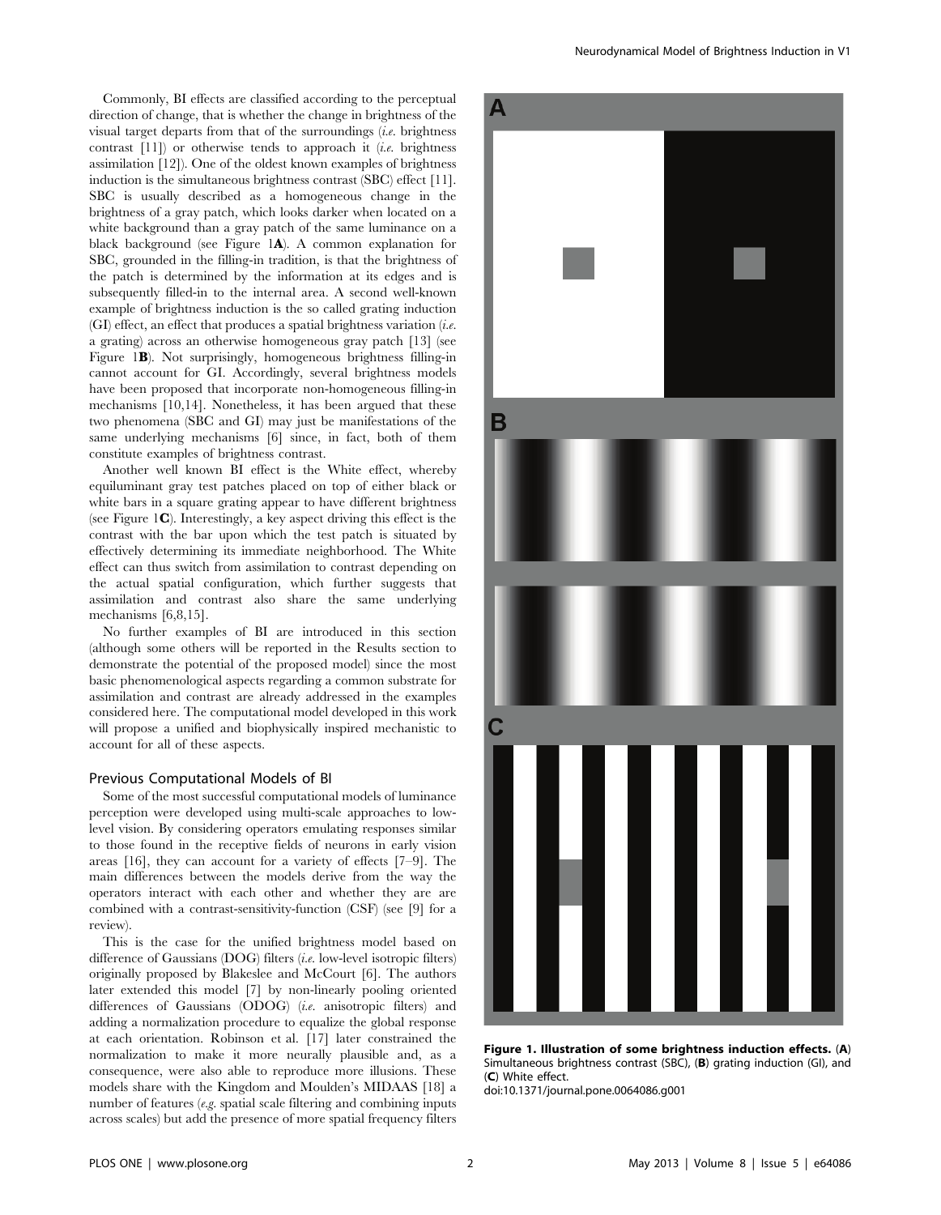Commonly, BI effects are classified according to the perceptual direction of change, that is whether the change in brightness of the visual target departs from that of the surroundings (*i.e.* brightness contrast [11]) or otherwise tends to approach it (*i.e.* brightness assimilation [12]). One of the oldest known examples of brightness induction is the simultaneous brightness contrast (SBC) effect [11]. SBC is usually described as a homogeneous change in the brightness of a gray patch, which looks darker when located on a white background than a gray patch of the same luminance on a black background (see Figure 1**A**). A common explanation for SBC, grounded in the filling-in tradition, is that the brightness of the patch is determined by the information at its edges and is subsequently filled-in to the internal area. A second well-known example of brightness induction is the so called grating induction (GI) effect, an effect that produces a spatial brightness variation (*i.e.* a grating) across an otherwise homogeneous gray patch [13] (see Figure 1**B**). Not surprisingly, homogeneous brightness filling-in cannot account for GI. Accordingly, several brightness models have been proposed that incorporate non-homogeneous filling-in mechanisms [10,14]. Nonetheless, it has been argued that these two phenomena (SBC and GI) may just be manifestations of the same underlying mechanisms [6] since, in fact, both of them constitute examples of brightness contrast.

Another well known BI effect is the White effect, whereby equiluminant gray test patches placed on top of either black or white bars in a square grating appear to have different brightness (see Figure 1**C**). Interestingly, a key aspect driving this effect is the contrast with the bar upon which the test patch is situated by effectively determining its immediate neighborhood. The White effect can thus switch from assimilation to contrast depending on the actual spatial configuration, which further suggests that assimilation and contrast also share the same underlying mechanisms [6,8,15].

No further examples of BI are introduced in this section (although some others will be reported in the Results section to demonstrate the potential of the proposed model) since the most basic phenomenological aspects regarding a common substrate for assimilation and contrast are already addressed in the examples considered here. The computational model developed in this work will propose a unified and biophysically inspired mechanistic to account for all of these aspects.

## Previous Computational Models of BI

Some of the most successful computational models of luminance perception were developed using multi-scale approaches to low-level vision. By considering operators emulating responses similar to those found in the receptive fields of neurons in early vision areas [16], they can account for a variety of effects [7–9]. The main differences between the models derive from the way the operators interact with each other and whether they are are combined with a contrast-sensitivity-function (CSF) (see [9] for a review).

This is the case for the unified brightness model based on difference of Gaussians (DOG) filters (*i.e.* low-level isotropic filters) originally proposed by Blakeslee and McCourt [6]. The authors later extended this model [7] by non-linearly pooling oriented differences of Gaussians (ODOG) (*i.e.* anisotropic filters) and adding a normalization procedure to equalize the global response at each orientation. Robinson et al. [17] later constrained the normalization to make it more neurally plausible and, as a consequence, were also able to reproduce more illusions. These models share with the Kingdom and Moulden's MIDAAS [18] a number of features (*e.g.* spatial scale filtering and combining inputs across scales) but add the presence of more spatial frequency filters

**Figure 1. Illustration of some brightness induction effects.** (**A**) Simultaneous brightness contrast (SBC), (**B**) grating induction (GI), and (**C**) White effect.
doi:10.1371/journal.pone.0064086.g001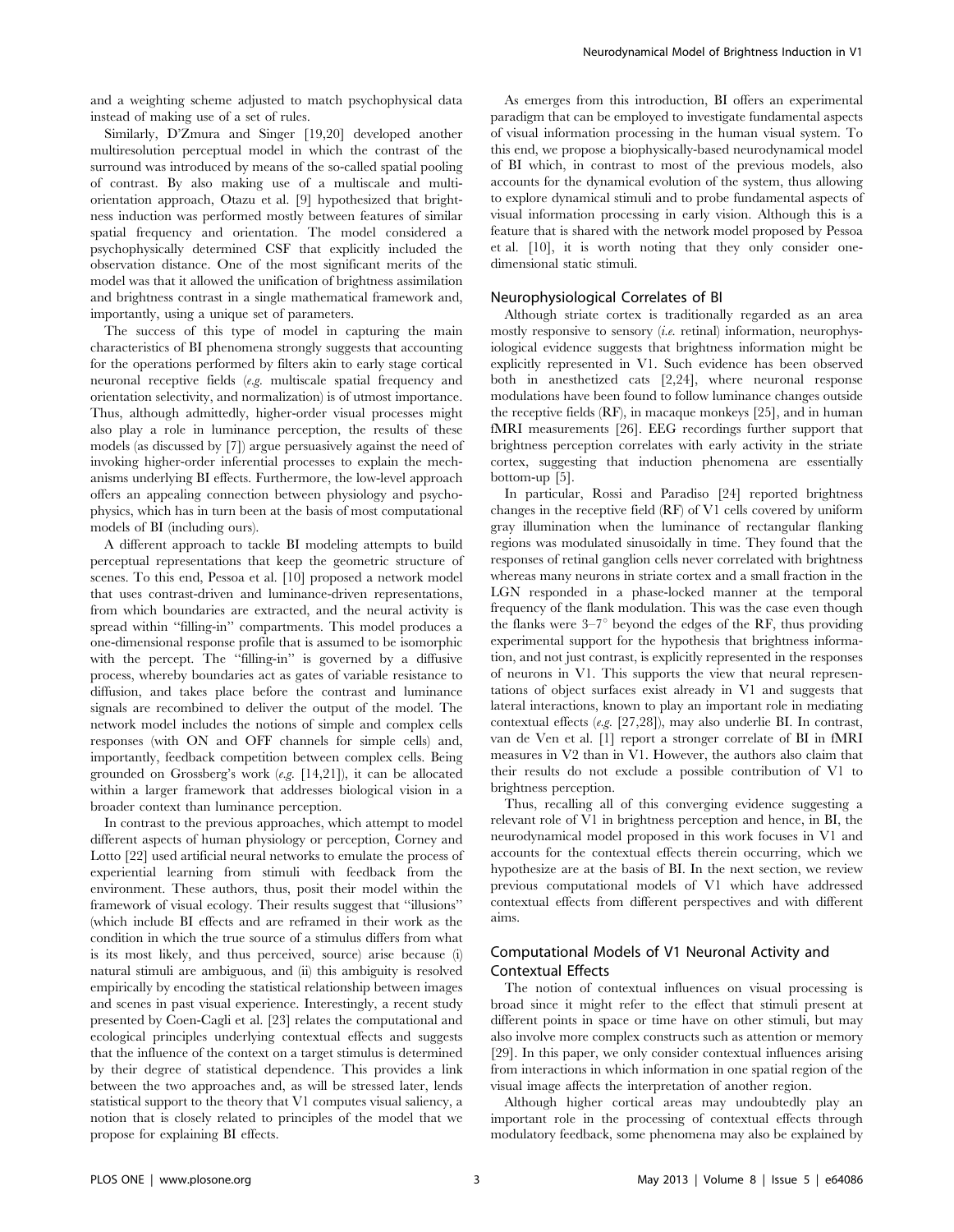and a weighting scheme adjusted to match psychophysical data instead of making use of a set of rules.

Similarly, D'Zmura and Singer [19,20] developed another multiresolution perceptual model in which the contrast of the surround was introduced by means of the so-called spatial pooling of contrast. By also making use of a multiscale and multiorientation approach, Otazu et al. [9] hypothesized that brightness induction was performed mostly between features of similar spatial frequency and orientation. The model considered a psychophysically determined CSF that explicitly included the observation distance. One of the most significant merits of the model was that it allowed the unification of brightness assimilation and brightness contrast in a single mathematical framework and, importantly, using a unique set of parameters.

The success of this type of model in capturing the main characteristics of BI phenomena strongly suggests that accounting for the operations performed by filters akin to early stage cortical neuronal receptive fields (*e.g.* multiscale spatial frequency and orientation selectivity, and normalization) is of utmost importance. Thus, although admittedly, higher-order visual processes might also play a role in luminance perception, the results of these models (as discussed by [7]) argue persuasively against the need of invoking higher-order inferential processes to explain the mechanisms underlying BI effects. Furthermore, the low-level approach offers an appealing connection between physiology and psychophysics, which has in turn been at the basis of most computational models of BI (including ours).

A different approach to tackle BI modeling attempts to build perceptual representations that keep the geometric structure of scenes. To this end, Pessoa et al. [10] proposed a network model that uses contrast-driven and luminance-driven representations, from which boundaries are extracted, and the neural activity is spread within "filling-in" compartments. This model produces a one-dimensional response profile that is assumed to be isomorphic with the percept. The "filling-in" is governed by a diffusive process, whereby boundaries act as gates of variable resistance to diffusion, and takes place before the contrast and luminance signals are recombined to deliver the output of the model. The network model includes the notions of simple and complex cells responses (with ON and OFF channels for simple cells) and, importantly, feedback competition between complex cells. Being grounded on Grossberg's work (*e.g.* [14,21]), it can be allocated within a larger framework that addresses biological vision in a broader context than luminance perception.

In contrast to the previous approaches, which attempt to model different aspects of human physiology or perception, Corney and Lotto [22] used artificial neural networks to emulate the process of experiential learning from stimuli with feedback from the environment. These authors, thus, posit their model within the framework of visual ecology. Their results suggest that "illusions" (which include BI effects and are reframed in their work as the condition in which the true source of a stimulus differs from what is its most likely, and thus perceived, source) arise because (i) natural stimuli are ambiguous, and (ii) this ambiguity is resolved empirically by encoding the statistical relationship between images and scenes in past visual experience. Interestingly, a recent study presented by Coen-Cagli et al. [23] relates the computational and ecological principles underlying contextual effects and suggests that the influence of the context on a target stimulus is determined by their degree of statistical dependence. This provides a link between the two approaches and, as will be stressed later, lends statistical support to the theory that V1 computes visual saliency, a notion that is closely related to principles of the model that we propose for explaining BI effects.

As emerges from this introduction, BI offers an experimental paradigm that can be employed to investigate fundamental aspects of visual information processing in the human visual system. To this end, we propose a biophysically-based neurodynamical model of BI which, in contrast to most of the previous models, also accounts for the dynamical evolution of the system, thus allowing to explore dynamical stimuli and to probe fundamental aspects of visual information processing in early vision. Although this is a feature that is shared with the network model proposed by Pessoa et al. [10], it is worth noting that they only consider one-dimensional static stimuli.

### Neurophysiological Correlates of BI

Although striate cortex is traditionally regarded as an area mostly responsive to sensory (*i.e.* retinal) information, neurophysiological evidence suggests that brightness information might be explicitly represented in V1. Such evidence has been observed both in anesthetized cats [2,24], where neuronal response modulations have been found to follow luminance changes outside the receptive fields (RF), in macaque monkeys [25], and in human fMRI measurements [26]. EEG recordings further support that brightness perception correlates with early activity in the striate cortex, suggesting that induction phenomena are essentially bottom-up [5].

In particular, Rossi and Paradiso [24] reported brightness changes in the receptive field (RF) of V1 cells covered by uniform gray illumination when the luminance of rectangular flanking regions was modulated sinusoidally in time. They found that the responses of retinal ganglion cells never correlated with brightness whereas many neurons in striate cortex and a small fraction in the LGN responded in a phase-locked manner at the temporal frequency of the flank modulation. This was the case even though the flanks were 3–7° beyond the edges of the RF, thus providing experimental support for the hypothesis that brightness information, and not just contrast, is explicitly represented in the responses of neurons in V1. This supports the view that neural representations of object surfaces exist already in V1 and suggests that lateral interactions, known to play an important role in mediating contextual effects (*e.g.* [27,28]), may also underlie BI. In contrast, van de Ven et al. [1] report a stronger correlate of BI in fMRI measures in V2 than in V1. However, the authors also claim that their results do not exclude a possible contribution of V1 to brightness perception.

Thus, recalling all of this converging evidence suggesting a relevant role of V1 in brightness perception and hence, in BI, the neurodynamical model proposed in this work focuses in V1 and accounts for the contextual effects therein occurring, which we hypothesize are at the basis of BI. In the next section, we review previous computational models of V1 which have addressed contextual effects from different perspectives and with different aims.

### Computational Models of V1 Neuronal Activity and Contextual Effects

The notion of contextual influences on visual processing is broad since it might refer to the effect that stimuli present at different points in space or time have on other stimuli, but may also involve more complex constructs such as attention or memory [29]. In this paper, we only consider contextual influences arising from interactions in which information in one spatial region of the visual image affects the interpretation of another region.

Although higher cortical areas may undoubtedly play an important role in the processing of contextual effects through modulatory feedback, some phenomena may also be explained by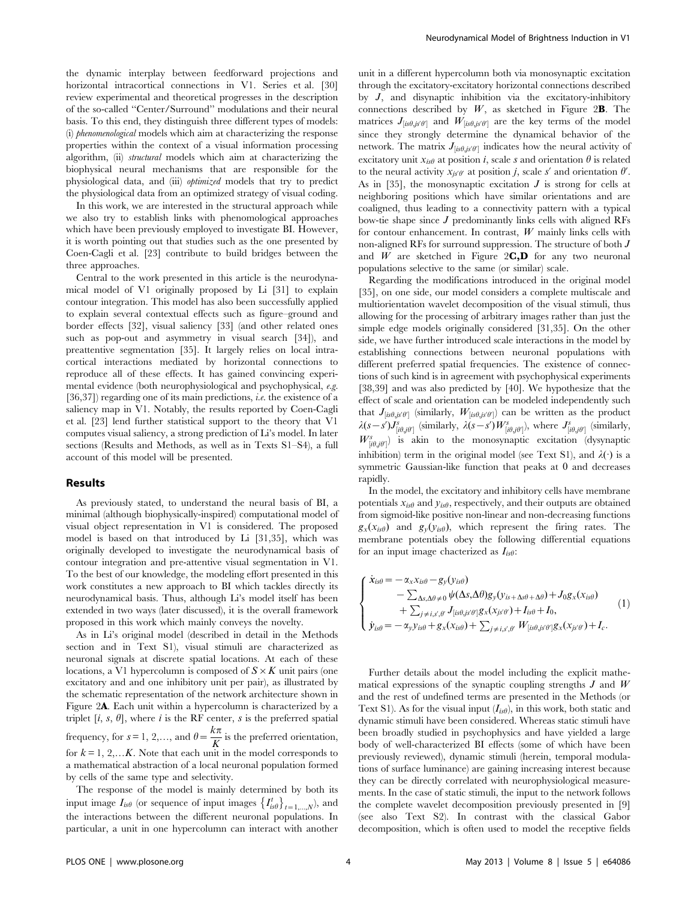the dynamic interplay between feedforward projections and horizontal intracortical connections in V1. Series et al. [30] review experimental and theoretical progresses in the description of the so-called "Center/Surround" modulations and their neural basis. To this end, they distinguish three different types of models: (i) *phenomenological* models which aim at characterizing the response properties within the context of a visual information processing algorithm, (ii) *structural* models which aim at characterizing the biophysical neural mechanisms that are responsible for the physiological data, and (iii) *optimized* models that try to predict the physiological data from an optimized strategy of visual coding.

In this work, we are interested in the structural approach while we also try to establish links with phenomenological approaches which have been previously employed to investigate BI. However, it is worth pointing out that studies such as the one presented by Coen-Cagli et al. [23] contribute to build bridges between the three approaches.

Central to the work presented in this article is the neurodynamical model of V1 originally proposed by Li [31] to explain contour integration. This model has also been successfully applied to explain several contextual effects such as figure–ground and border effects [32], visual saliency [33] (and other related ones such as pop-out and asymmetry in visual search [34]), and preattentive segmentation [35]. It largely relies on local intracortical interactions mediated by horizontal connections to reproduce all of these effects. It has gained convincing experimental evidence (both neurophysiological and psychophysical, *e.g.* [36,37]) regarding one of its main predictions, *i.e.* the existence of a saliency map in V1. Notably, the results reported by Coen-Cagli et al. [23] lend further statistical support to the theory that V1 computes visual saliency, a strong prediction of Li's model. In later sections (Results and Methods, as well as in Texts S1–S4), a full account of this model will be presented.

## Results

As previously stated, to understand the neural basis of BI, a minimal (although biophysically-inspired) computational model of visual object representation in V1 is considered. The proposed model is based on that introduced by Li [31,35], which was originally developed to investigate the neurodynamical basis of contour integration and pre-attentive visual segmentation in V1. To the best of our knowledge, the modeling effort presented in this work constitutes a new approach to BI which tackles directly its neurodynamical basis. Thus, although Li's model itself has been extended in two ways (later discussed), it is the overall framework proposed in this work which mainly conveys the novelty.

As in Li's original model (described in detail in the Methods section and in Text S1), visual stimuli are characterized as neuronal signals at discrete spatial locations. At each of these locations, a V1 hypercolumn is composed of $S \times K$ unit pairs (one excitatory and and one inhibitory unit per pair), as illustrated by the schematic representation of the network architecture shown in Figure 2**A**. Each unit within a hypercolumn is characterized by a triplet $[i, s, \theta]$, where $i$ is the RF center, $s$ is the preferred spatial frequency, for $s = 1, 2, \ldots,$ and $\theta = \dfrac{k\pi}{K}$ is the preferred orientation, for $k = 1, 2, \ldots K$. Note that each unit in the model corresponds to a mathematical abstraction of a local neuronal population formed by cells of the same type and selectivity.

The response of the model is mainly determined by both its input image $I_{is\theta}$ (or sequence of input images $\{I^t_{is\theta}\}_{t=1,\ldots,N}$), and the interactions between the different neuronal populations. In particular, a unit in one hypercolumn can interact with another unit in a different hypercolumn both via monosynaptic excitation through the excitatory-excitatory horizontal connections described by $J$, and disynaptic inhibition via the excitatory-inhibitory connections described by $W$, as sketched in Figure 2**B**. The matrices $J_{[is\theta,js'\theta']}$ and $W_{[is\theta,js'\theta']}$ are the key terms of the model since they strongly determine the dynamical behavior of the network. The matrix $J_{[is\theta,js'\theta']}$ indicates how the neural activity of excitatory unit $x_{is\theta}$ at position $i$, scale $s$ and orientation $\theta$ is related to the neural activity $x_{js'\theta'}$ at position $j$, scale $s'$ and orientation $\theta'$. As in [35], the monosynaptic excitation $J$ is strong for cells at neighboring positions which have similar orientations and are coaligned, thus leading to a connectivity pattern with a typical bow-tie shape since $J$ predominantly links cells with aligned RFs for contour enhancement. In contrast, $W$ mainly links cells with non-aligned RFs for surround suppression. The structure of both $J$ and $W$ are sketched in Figure 2**C,D** for any two neuronal populations selective to the same (or similar) scale.

Regarding the modifications introduced in the original model [35], on one side, our model considers a complete multiscale and multiorientation wavelet decomposition of the visual stimuli, thus allowing for the processing of arbitrary images rather than just the simple edge models originally considered [31,35]. On the other side, we have further introduced scale interactions in the model by establishing connections between neuronal populations with different preferred spatial frequencies. The existence of connections of such kind is in agreement with psychophysical experiments [38,39] and was also predicted by [40]. We hypothesize that the effect of scale and orientation can be modeled independently such that $J_{[is\theta,js'\theta']}$ (similarly, $W_{[is\theta,js'\theta']}$) can be written as the product $\lambda(s-s')J^s_{[i\theta,j\theta']}$ (similarly, $\lambda(s-s')W^s_{[i\theta,j\theta']}$), where $J^s_{[i\theta,j\theta']}$ (similarly, $W^s_{[i\theta,j\theta']}$) is akin to the monosynaptic excitation (dysynaptic inhibition) term in the original model (see Text S1), and $\lambda(\cdot)$ is a symmetric Gaussian-like function that peaks at 0 and decreases rapidly.

In the model, the excitatory and inhibitory cells have membrane potentials $x_{is\theta}$ and $y_{is\theta}$, respectively, and their outputs are obtained from sigmoid-like positive non-linear and non-decreasing functions $g_x(x_{is\theta})$ and $g_y(y_{is\theta})$, which represent the firing rates. The membrane potentials obey the following differential equations for an input image chacterized as $I_{is\theta}$:

$$
\begin{cases}
\dot{x}_{is\theta} = -\alpha_x x_{is\theta} - g_y(y_{is\theta}) \\
\qquad - \sum_{\Delta s,\Delta\theta \neq 0} \psi(\Delta s,\Delta\theta) g_y(y_{is+\Delta s\theta+\Delta\theta}) + J_0 g_x(x_{is\theta}) \\
\qquad + \sum_{j \neq i,s',\theta'} J_{[is\theta,js'\theta']} g_x(x_{js'\theta'}) + I_{is\theta} + I_0, \\
\dot{y}_{is\theta} = -\alpha_y y_{is\theta} + g_x(x_{is\theta}) + \sum_{j \neq i,s',\theta'} W_{[is\theta,js'\theta']} g_x(x_{js'\theta'}) + I_c.
\end{cases}
\tag{1}
$$

Further details about the model including the explicit mathematical expressions of the synaptic coupling strengths $J$ and $W$ and the rest of undefined terms are presented in the Methods (or Text S1). As for the visual input ($I_{is\theta}$), in this work, both static and dynamic stimuli have been considered. Whereas static stimuli have been broadly studied in psychophysics and have yielded a large body of well-characterized BI effects (some of which have been previously reviewed), dynamic stimuli (herein, temporal modulations of surface luminance) are gaining increasing interest because they can be directly correlated with neurophysiological measurements. In the case of static stimuli, the input to the network follows the complete wavelet decomposition previously presented in [9] (see also Text S2). In contrast with the classical Gabor decomposition, which is often used to model the receptive fields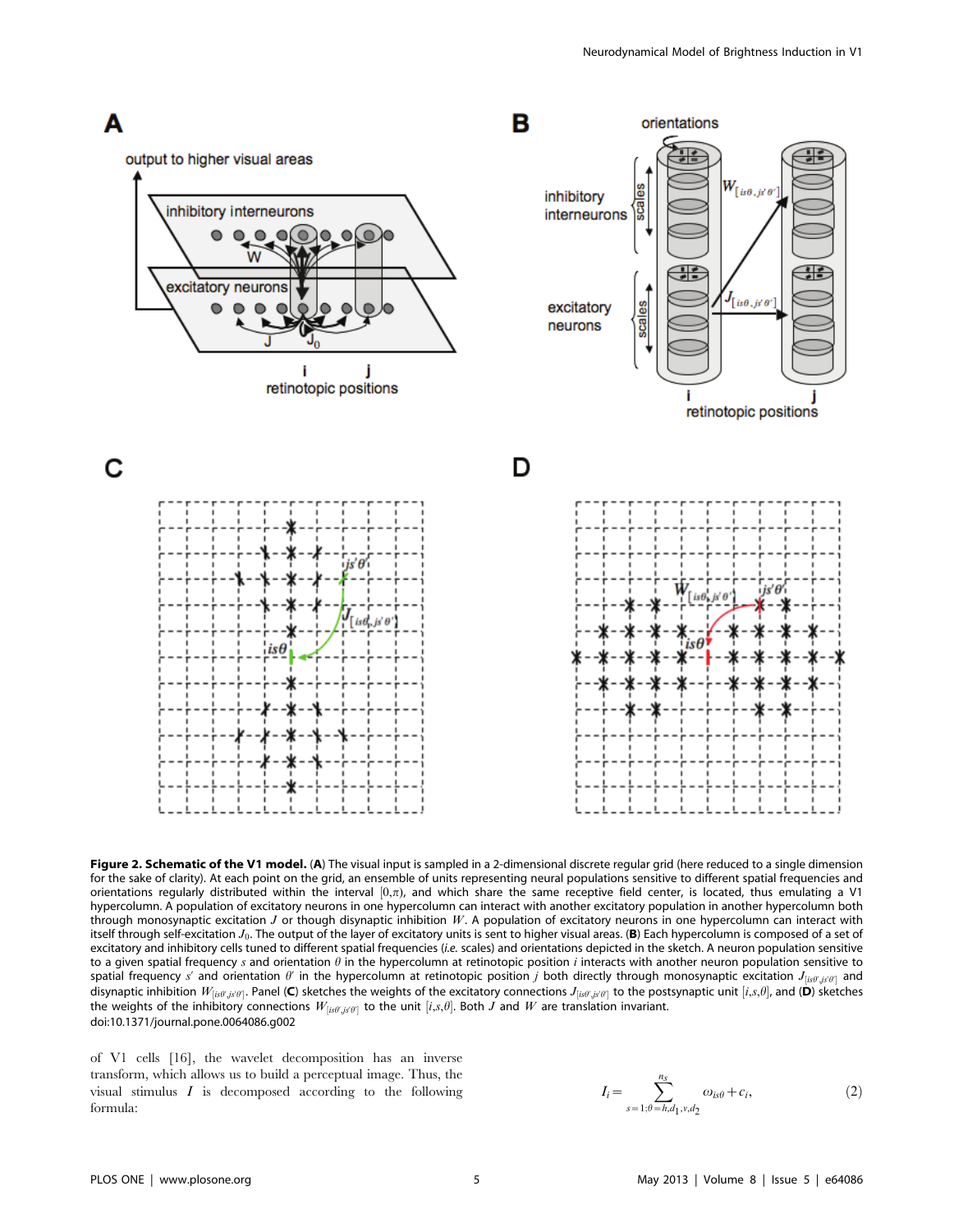**Figure 2. Schematic of the V1 model.** (**A**) The visual input is sampled in a 2-dimensional discrete regular grid (here reduced to a single dimension for the sake of clarity). At each point on the grid, an ensemble of units representing neural populations sensitive to different spatial frequencies and orientations regularly distributed within the interval $[0,\pi)$, and which share the same receptive field center, is located, thus emulating a V1 hypercolumn. A population of excitatory neurons in one hypercolumn can interact with another excitatory population in another hypercolumn both through monosynaptic excitation $J$ or though disynaptic inhibition $W$. A population of excitatory neurons in one hypercolumn can interact with itself through self-excitation $J_0$. The output of the layer of excitatory units is sent to higher visual areas. (**B**) Each hypercolumn is composed of a set of excitatory and inhibitory cells tuned to different spatial frequencies (*i.e.* scales) and orientations depicted in the sketch. A neuron population sensitive to a given spatial frequency $s$ and orientation $\theta$ in the hypercolumn at retinotopic position $i$ interacts with another neuron population sensitive to spatial frequency $s'$ and orientation $\theta'$ in the hypercolumn at retinotopic position $j$ both directly through monosynaptic excitation $J_{[is\theta,js'\theta']}$ and disynaptic inhibition $W_{[is\theta,js'\theta']}$. Panel (**C**) sketches the weights of the excitatory connections $J_{[is\theta,js'\theta']}$ to the postsynaptic unit $[i,s,\theta]$, and (**D**) sketches the weights of the inhibitory connections $W_{[is\theta,js'\theta']}$ to the unit $[i,s,\theta]$. Both $J$ and $W$ are translation invariant.
doi:10.1371/journal.pone.0064086.g002

of V1 cells [16], the wavelet decomposition has an inverse transform, which allows us to build a perceptual image. Thus, the visual stimulus $I$ is decomposed according to the following formula:

$$I_i = \sum_{s=1;\theta=h,d_1,v,d_2}^{n_s} \omega_{is\theta} + c_i, \tag{2}$$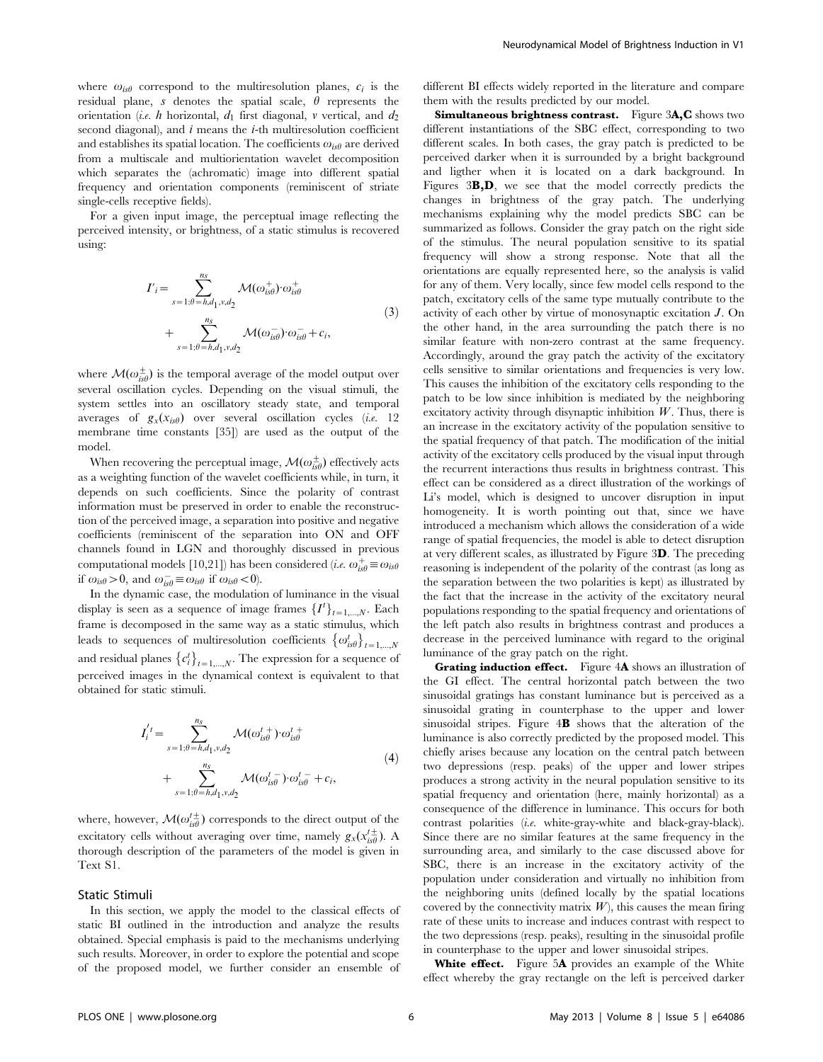where $\omega_{is\theta}$ correspond to the multiresolution planes, $c_i$ is the residual plane, $s$ denotes the spatial scale, $\theta$ represents the orientation (*i.e.* $h$ horizontal, $d_1$ first diagonal, $v$ vertical, and $d_2$ second diagonal), and $i$ means the $i$-th multiresolution coefficient and establishes its spatial location. The coefficients $\omega_{is\theta}$ are derived from a multiscale and multiorientation wavelet decomposition which separates the (achromatic) image into different spatial frequency and orientation components (reminiscent of striate single-cells receptive fields).

For a given input image, the perceptual image reflecting the perceived intensity, or brightness, of a static stimulus is recovered using:

$$I'_i = \sum_{s=1;\theta=h,d_1,v,d_2}^{n_s} \mathcal{M}(\omega_{is\theta}^{+}) \cdot \omega_{is\theta}^{+} + \sum_{s=1;\theta=h,d_1,v,d_2}^{n_s} \mathcal{M}(\omega_{is\theta}^{-}) \cdot \omega_{is\theta}^{-} + c_i, \tag{3}$$

where $\mathcal{M}(\omega_{is\theta}^{\pm})$ is the temporal average of the model output over several oscillation cycles. Depending on the visual stimuli, the system settles into an oscillatory steady state, and temporal averages of $g_x(x_{is\theta})$ over several oscillation cycles (*i.e.* 12 membrane time constants [35]) are used as the output of the model.

When recovering the perceptual image, $\mathcal{M}(\omega_{is\theta}^{\pm})$ effectively acts as a weighting function of the wavelet coefficients while, in turn, it depends on such coefficients. Since the polarity of contrast information must be preserved in order to enable the reconstruction of the perceived image, a separation into positive and negative coefficients (reminiscent of the separation into ON and OFF channels found in LGN and thoroughly discussed in previous computational models [10,21]) has been considered (*i.e.* $\omega_{is\theta}^{+} \equiv \omega_{is\theta}$ if $\omega_{is\theta} > 0$, and $\omega_{is\theta}^{-} \equiv \omega_{is\theta}$ if $\omega_{is\theta} < 0$).

In the dynamic case, the modulation of luminance in the visual display is seen as a sequence of image frames $\{I^t\}_{t=1,\ldots,N}$. Each frame is decomposed in the same way as a static stimulus, which leads to sequences of multiresolution coefficients $\{\omega_{is\theta}^t\}_{t=1,\ldots,N}$ and residual planes $\{c_i^t\}_{t=1,\ldots,N}$. The expression for a sequence of perceived images in the dynamical context is equivalent to that obtained for static stimuli.

$$I_i^{\prime t} = \sum_{s=1;\theta=h,d_1,v,d_2}^{n_s} \mathcal{M}(\omega_{is\theta}^{t\,+}) \cdot \omega_{is\theta}^{t\,+} + \sum_{s=1;\theta=h,d_1,v,d_2}^{n_s} \mathcal{M}(\omega_{is\theta}^{t\,-}) \cdot \omega_{is\theta}^{t\,-} + c_i, \tag{4}$$

where, however, $\mathcal{M}(\omega_{is\theta}^{t\pm})$ corresponds to the direct output of the excitatory cells without averaging over time, namely $g_x(x_{is\theta}^{t\pm})$. A thorough description of the parameters of the model is given in Text S1.

## Static Stimuli

In this section, we apply the model to the classical effects of static BI outlined in the introduction and analyze the results obtained. Special emphasis is paid to the mechanisms underlying such results. Moreover, in order to explore the potential and scope of the proposed model, we further consider an ensemble of different BI effects widely reported in the literature and compare them with the results predicted by our model.

**Simultaneous brightness contrast.** Figure 3**A,C** shows two different instantiations of the SBC effect, corresponding to two different scales. In both cases, the gray patch is predicted to be perceived darker when it is surrounded by a bright background and ligther when it is located on a dark background. In Figures 3**B,D**, we see that the model correctly predicts the changes in brightness of the gray patch. The underlying mechanisms explaining why the model predicts SBC can be summarized as follows. Consider the gray patch on the right side of the stimulus. The neural population sensitive to its spatial frequency will show a strong response. Note that all the orientations are equally represented here, so the analysis is valid for any of them. Very locally, since few model cells respond to the patch, excitatory cells of the same type mutually contribute to the activity of each other by virtue of monosynaptic excitation $J$. On the other hand, in the area surrounding the patch there is no similar feature with non-zero contrast at the same frequency. Accordingly, around the gray patch the activity of the excitatory cells sensitive to similar orientations and frequencies is very low. This causes the inhibition of the excitatory cells responding to the patch to be low since inhibition is mediated by the neighboring excitatory activity through disynaptic inhibition $W$. Thus, there is an increase in the excitatory activity of the population sensitive to the spatial frequency of that patch. The modification of the initial activity of the excitatory cells produced by the visual input through the recurrent interactions thus results in brightness contrast. This effect can be considered as a direct illustration of the workings of Li's model, which is designed to uncover disruption in input homogeneity. It is worth pointing out that, since we have introduced a mechanism which allows the consideration of a wide range of spatial frequencies, the model is able to detect disruption at very different scales, as illustrated by Figure 3**D**. The preceding reasoning is independent of the polarity of the contrast (as long as the separation between the two polarities is kept) as illustrated by the fact that the increase in the activity of the excitatory neural populations responding to the spatial frequency and orientations of the left patch also results in brightness contrast and produces a decrease in the perceived luminance with regard to the original luminance of the gray patch on the right.

**Grating induction effect.** Figure 4**A** shows an illustration of the GI effect. The central horizontal patch between the two sinusoidal gratings has constant luminance but is perceived as a sinusoidal grating in counterphase to the upper and lower sinusoidal stripes. Figure 4**B** shows that the alteration of the luminance is also correctly predicted by the proposed model. This chiefly arises because any location on the central patch between two depressions (resp. peaks) of the upper and lower stripes produces a strong activity in the neural population sensitive to its spatial frequency and orientation (here, mainly horizontal) as a consequence of the difference in luminance. This occurs for both contrast polarities (*i.e.* white-gray-white and black-gray-black). Since there are no similar features at the same frequency in the surrounding area, and similarly to the case discussed above for SBC, there is an increase in the excitatory activity of the population under consideration and virtually no inhibition from the neighboring units (defined locally by the spatial locations covered by the connectivity matrix $W$), this causes the mean firing rate of these units to increase and induces contrast with respect to the two depressions (resp. peaks), resulting in the sinusoidal profile in counterphase to the upper and lower sinusoidal stripes.

**White effect.** Figure 5**A** provides an example of the White effect whereby the gray rectangle on the left is perceived darker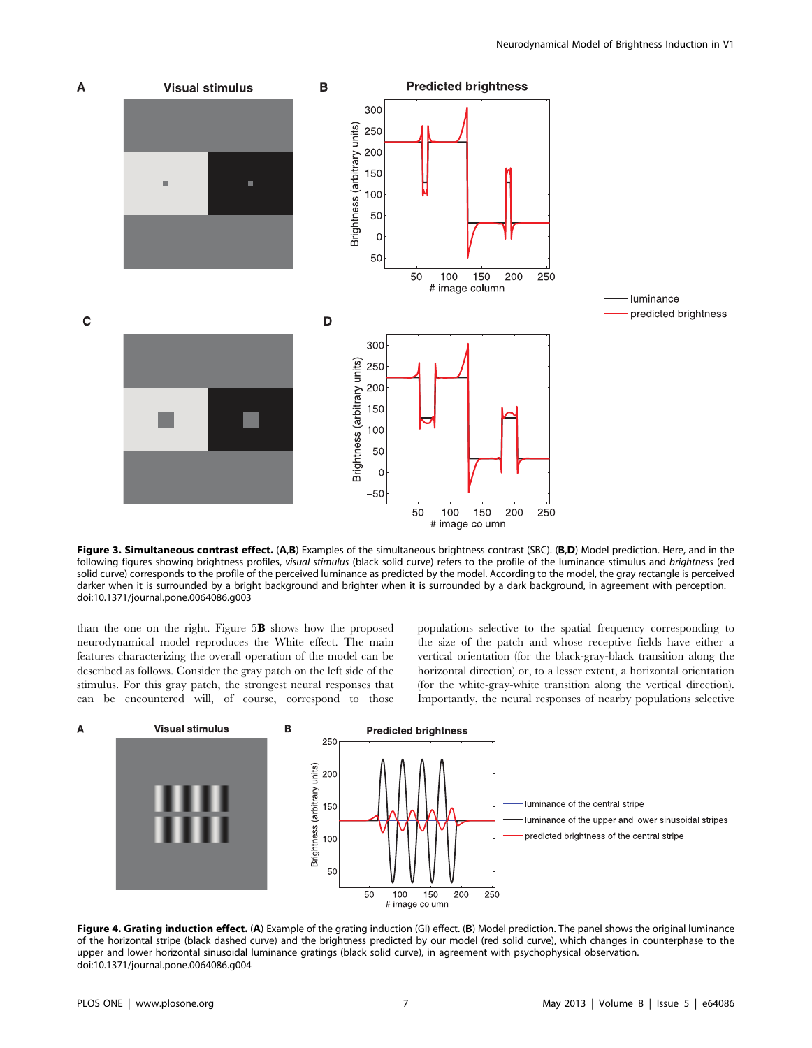**Figure 3. Simultaneous contrast effect.** (**A**,**B**) Examples of the simultaneous brightness contrast (SBC). (**B**,**D**) Model prediction. Here, and in the following figures showing brightness profiles, *visual stimulus* (black solid curve) refers to the profile of the luminance stimulus and *brightness* (red solid curve) corresponds to the profile of the perceived luminance as predicted by the model. According to the model, the gray rectangle is perceived darker when it is surrounded by a bright background and brighter when it is surrounded by a dark background, in agreement with perception.
doi:10.1371/journal.pone.0064086.g003

than the one on the right. Figure 5**B** shows how the proposed neurodynamical model reproduces the White effect. The main features characterizing the overall operation of the model can be described as follows. Consider the gray patch on the left side of the stimulus. For this gray patch, the strongest neural responses that can be encountered will, of course, correspond to those populations selective to the spatial frequency corresponding to the size of the patch and whose receptive fields have either a vertical orientation (for the black-gray-black transition along the horizontal direction) or, to a lesser extent, a horizontal orientation (for the white-gray-white transition along the vertical direction). Importantly, the neural responses of nearby populations selective

**Figure 4. Grating induction effect.** (**A**) Example of the grating induction (GI) effect. (**B**) Model prediction. The panel shows the original luminance of the horizontal stripe (black dashed curve) and the brightness predicted by our model (red solid curve), which changes in counterphase to the upper and lower horizontal sinusoidal luminance gratings (black solid curve), in agreement with psychophysical observation.
doi:10.1371/journal.pone.0064086.g004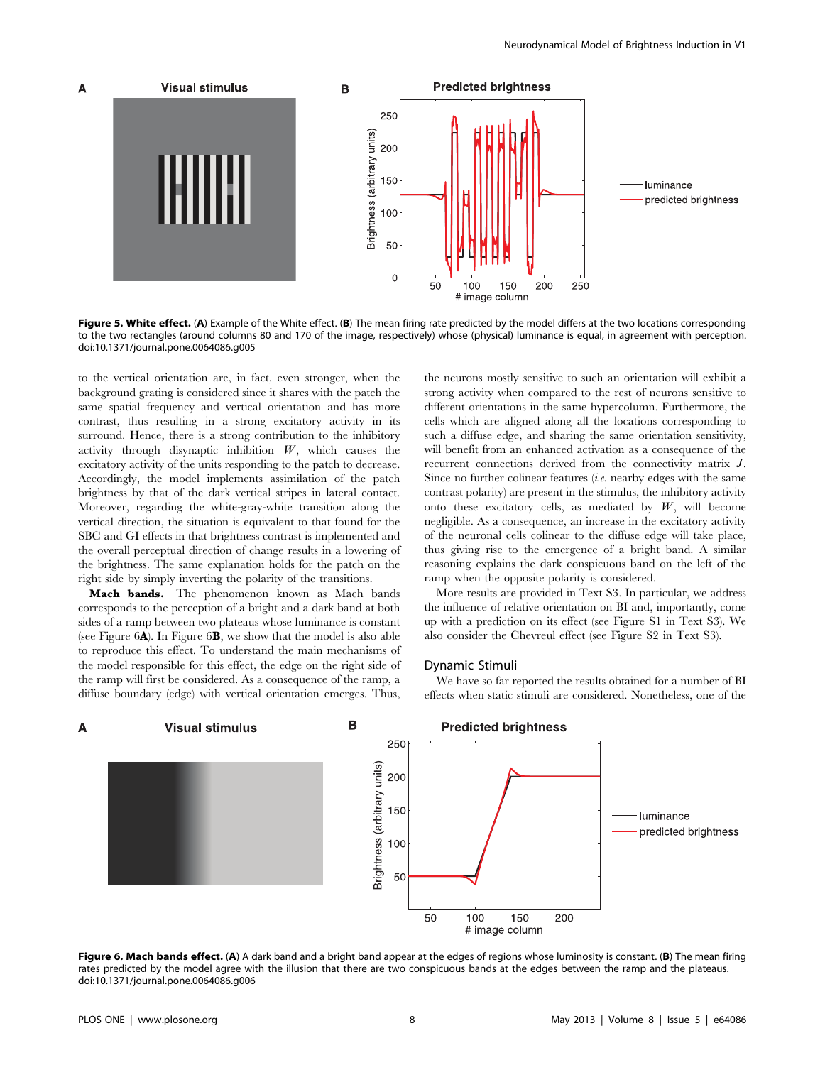**Figure 5. White effect.** (**A**) Example of the White effect. (**B**) The mean firing rate predicted by the model differs at the two locations corresponding to the two rectangles (around columns 80 and 170 of the image, respectively) whose (physical) luminance is equal, in agreement with perception. doi:10.1371/journal.pone.0064086.g005

to the vertical orientation are, in fact, even stronger, when the background grating is considered since it shares with the patch the same spatial frequency and vertical orientation and has more contrast, thus resulting in a strong excitatory activity in its surround. Hence, there is a strong contribution to the inhibitory activity through disynaptic inhibition $W$, which causes the excitatory activity of the units responding to the patch to decrease. Accordingly, the model implements assimilation of the patch brightness by that of the dark vertical stripes in lateral contact. Moreover, regarding the white-gray-white transition along the vertical direction, the situation is equivalent to that found for the SBC and GI effects in that brightness contrast is implemented and the overall perceptual direction of change results in a lowering of the brightness. The same explanation holds for the patch on the right side by simply inverting the polarity of the transitions.

**Mach bands.** The phenomenon known as Mach bands corresponds to the perception of a bright and a dark band at both sides of a ramp between two plateaus whose luminance is constant (see Figure 6**A**). In Figure 6**B**, we show that the model is also able to reproduce this effect. To understand the main mechanisms of the model responsible for this effect, the edge on the right side of the ramp will first be considered. As a consequence of the ramp, a diffuse boundary (edge) with vertical orientation emerges. Thus, the neurons mostly sensitive to such an orientation will exhibit a strong activity when compared to the rest of neurons sensitive to different orientations in the same hypercolumn. Furthermore, the cells which are aligned along all the locations corresponding to such a diffuse edge, and sharing the same orientation sensitivity, will benefit from an enhanced activation as a consequence of the recurrent connections derived from the connectivity matrix $J$. Since no further colinear features (*i.e.* nearby edges with the same contrast polarity) are present in the stimulus, the inhibitory activity onto these excitatory cells, as mediated by $W$, will become negligible. As a consequence, an increase in the excitatory activity of the neuronal cells colinear to the diffuse edge will take place, thus giving rise to the emergence of a bright band. A similar reasoning explains the dark conspicuous band on the left of the ramp when the opposite polarity is considered.

More results are provided in Text S3. In particular, we address the influence of relative orientation on BI and, importantly, come up with a prediction on its effect (see Figure S1 in Text S3). We also consider the Chevreul effect (see Figure S2 in Text S3).

## Dynamic Stimuli

We have so far reported the results obtained for a number of BI effects when static stimuli are considered. Nonetheless, one of the

**Figure 6. Mach bands effect.** (**A**) A dark band and a bright band appear at the edges of regions whose luminosity is constant. (**B**) The mean firing rates predicted by the model agree with the illusion that there are two conspicuous bands at the edges between the ramp and the plateaus. doi:10.1371/journal.pone.0064086.g006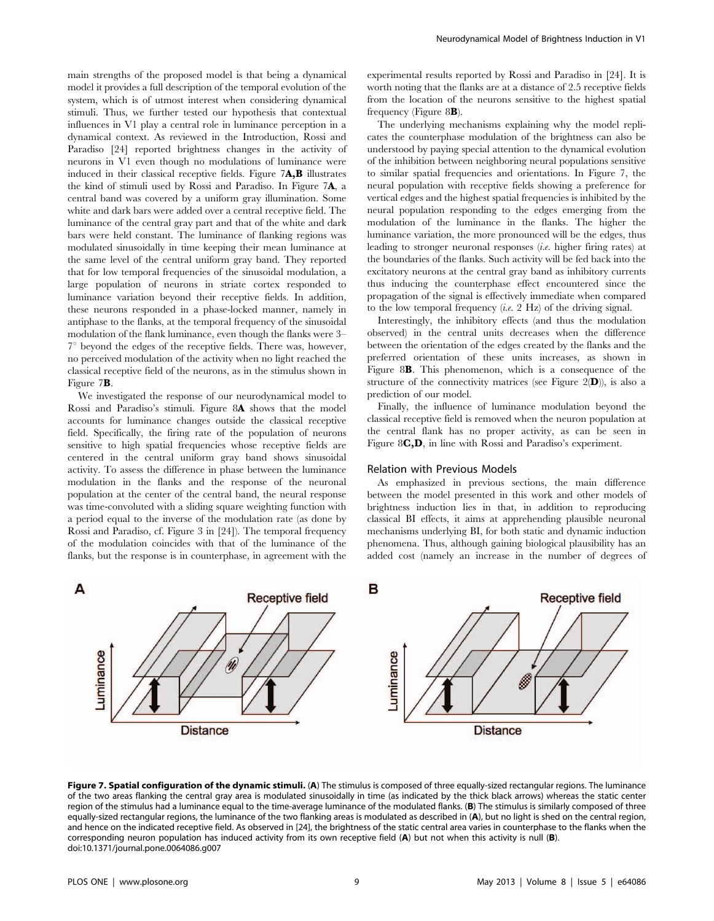main strengths of the proposed model is that being a dynamical model it provides a full description of the temporal evolution of the system, which is of utmost interest when considering dynamical stimuli. Thus, we further tested our hypothesis that contextual influences in V1 play a central role in luminance perception in a dynamical context. As reviewed in the Introduction, Rossi and Paradiso [24] reported brightness changes in the activity of neurons in V1 even though no modulations of luminance were induced in their classical receptive fields. Figure 7**A,B** illustrates the kind of stimuli used by Rossi and Paradiso. In Figure 7**A**, a central band was covered by a uniform gray illumination. Some white and dark bars were added over a central receptive field. The luminance of the central gray part and that of the white and dark bars were held constant. The luminance of flanking regions was modulated sinusoidally in time keeping their mean luminance at the same level of the central uniform gray band. They reported that for low temporal frequencies of the sinusoidal modulation, a large population of neurons in striate cortex responded to luminance variation beyond their receptive fields. In addition, these neurons responded in a phase-locked manner, namely in antiphase to the flanks, at the temporal frequency of the sinusoidal modulation of the flank luminance, even though the flanks were 3–7° beyond the edges of the receptive fields. There was, however, no perceived modulation of the activity when no light reached the classical receptive field of the neurons, as in the stimulus shown in Figure 7**B**.

We investigated the response of our neurodynamical model to Rossi and Paradiso's stimuli. Figure 8**A** shows that the model accounts for luminance changes outside the classical receptive field. Specifically, the firing rate of the population of neurons sensitive to high spatial frequencies whose receptive fields are centered in the central uniform gray band shows sinusoidal activity. To assess the difference in phase between the luminance modulation in the flanks and the response of the neuronal population at the center of the central band, the neural response was time-convoluted with a sliding square weighting function with a period equal to the inverse of the modulation rate (as done by Rossi and Paradiso, cf. Figure 3 in [24]). The temporal frequency of the modulation coincides with that of the luminance of the flanks, but the response is in counterphase, in agreement with the experimental results reported by Rossi and Paradiso in [24]. It is worth noting that the flanks are at a distance of 2.5 receptive fields from the location of the neurons sensitive to the highest spatial frequency (Figure 8**B**).

The underlying mechanisms explaining why the model replicates the counterphase modulation of the brightness can also be understood by paying special attention to the dynamical evolution of the inhibition between neighboring neural populations sensitive to similar spatial frequencies and orientations. In Figure 7, the neural population with receptive fields showing a preference for vertical edges and the highest spatial frequencies is inhibited by the neural population responding to the edges emerging from the modulation of the luminance in the flanks. The higher the luminance variation, the more pronounced will be the edges, thus leading to stronger neuronal responses (*i.e.* higher firing rates) at the boundaries of the flanks. Such activity will be fed back into the excitatory neurons at the central gray band as inhibitory currents thus inducing the counterphase effect encountered since the propagation of the signal is effectively immediate when compared to the low temporal frequency (*i.e.* 2 Hz) of the driving signal.

Interestingly, the inhibitory effects (and thus the modulation observed) in the central units decreases when the difference between the orientation of the edges created by the flanks and the preferred orientation of these units increases, as shown in Figure 8**B**. This phenomenon, which is a consequence of the structure of the connectivity matrices (see Figure 2(**D**)), is also a prediction of our model.

Finally, the influence of luminance modulation beyond the classical receptive field is removed when the neuron population at the central flank has no proper activity, as can be seen in Figure 8**C,D**, in line with Rossi and Paradiso's experiment.

### Relation with Previous Models

As emphasized in previous sections, the main difference between the model presented in this work and other models of brightness induction lies in that, in addition to reproducing classical BI effects, it aims at apprehending plausible neuronal mechanisms underlying BI, for both static and dynamic induction phenomena. Thus, although gaining biological plausibility has an added cost (namely an increase in the number of degrees of

**Figure 7. Spatial configuration of the dynamic stimuli.** (**A**) The stimulus is composed of three equally-sized rectangular regions. The luminance of the two areas flanking the central gray area is modulated sinusoidally in time (as indicated by the thick black arrows) whereas the static center region of the stimulus had a luminance equal to the time-average luminance of the modulated flanks. (**B**) The stimulus is similarly composed of three equally-sized rectangular regions, the luminance of the two flanking areas is modulated as described in (**A**), but no light is shed on the central region, and hence on the indicated receptive field. As observed in [24], the brightness of the static central area varies in counterphase to the flanks when the corresponding neuron population has induced activity from its own receptive field (**A**) but not when this activity is null (**B**).
doi:10.1371/journal.pone.0064086.g007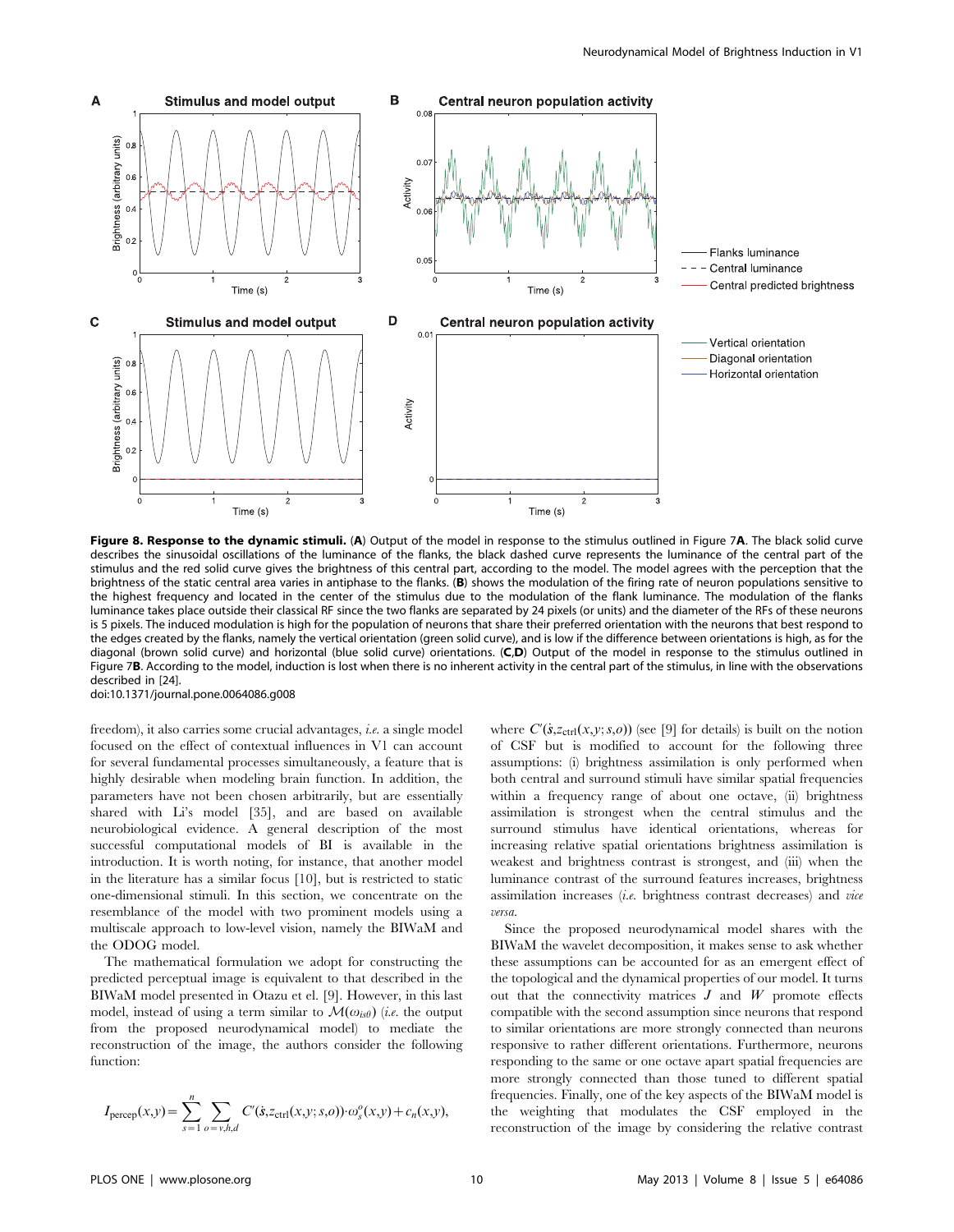**Figure 8. Response to the dynamic stimuli.** (**A**) Output of the model in response to the stimulus outlined in Figure 7**A**. The black solid curve describes the sinusoidal oscillations of the luminance of the flanks, the black dashed curve represents the luminance of the central part of the stimulus and the red solid curve gives the brightness of this central part, according to the model. The model agrees with the perception that the brightness of the static central area varies in antiphase to the flanks. (**B**) shows the modulation of the firing rate of neuron populations sensitive to the highest frequency and located in the center of the stimulus due to the modulation of the flank luminance. The modulation of the flanks luminance takes place outside their classical RF since the two flanks are separated by 24 pixels (or units) and the diameter of the RFs of these neurons is 5 pixels. The induced modulation is high for the population of neurons that share their preferred orientation with the neurons that best respond to the edges created by the flanks, namely the vertical orientation (green solid curve), and is low if the difference between orientations is high, as for the diagonal (brown solid curve) and horizontal (blue solid curve) orientations. (**C**,**D**) Output of the model in response to the stimulus outlined in Figure 7**B**. According to the model, induction is lost when there is no inherent activity in the central part of the stimulus, in line with the observations described in [24].
doi:10.1371/journal.pone.0064086.g008

freedom), it also carries some crucial advantages, *i.e.* a single model focused on the effect of contextual influences in V1 can account for several fundamental processes simultaneously, a feature that is highly desirable when modeling brain function. In addition, the parameters have not been chosen arbitrarily, but are essentially shared with Li's model [35], and are based on available neurobiological evidence. A general description of the most successful computational models of BI is available in the introduction. It is worth noting, for instance, that another model in the literature has a similar focus [10], but is restricted to static one-dimensional stimuli. In this section, we concentrate on the resemblance of the model with two prominent models using a multiscale approach to low-level vision, namely the BIWaM and the ODOG model.

The mathematical formulation we adopt for constructing the predicted perceptual image is equivalent to that described in the BIWaM model presented in Otazu et el. [9]. However, in this last model, instead of using a term similar to $\mathcal{M}(\omega_{is\theta})$ (*i.e.* the output from the proposed neurodynamical model) to mediate the reconstruction of the image, the authors consider the following function:

$$I_{\text{percep}}(x,y) = \sum_{s=1}^{n} \sum_{o=v,h,d} C'(\dot{s}, z_{\text{ctrl}}(x,y;s,o)) \cdot \omega_s^o(x,y) + c_n(x,y),$$

where $C'(\dot{s}, z_{\text{ctrl}}(x,y;s,o))$ (see [9] for details) is built on the notion of CSF but is modified to account for the following three assumptions: (i) brightness assimilation is only performed when both central and surround stimuli have similar spatial frequencies within a frequency range of about one octave, (ii) brightness assimilation is strongest when the central stimulus and the surround stimulus have identical orientations, whereas for increasing relative spatial orientations brightness assimilation is weakest and brightness contrast is strongest, and (iii) when the luminance contrast of the surround features increases, brightness assimilation increases (*i.e.* brightness contrast decreases) and *vice versa*.

Since the proposed neurodynamical model shares with the BIWaM the wavelet decomposition, it makes sense to ask whether these assumptions can be accounted for as an emergent effect of the topological and the dynamical properties of our model. It turns out that the connectivity matrices $J$ and $W$ promote effects compatible with the second assumption since neurons that respond to similar orientations are more strongly connected than neurons responsive to rather different orientations. Furthermore, neurons responding to the same or one octave apart spatial frequencies are more strongly connected than those tuned to different spatial frequencies. Finally, one of the key aspects of the BIWaM model is the weighting that modulates the CSF employed in the reconstruction of the image by considering the relative contrast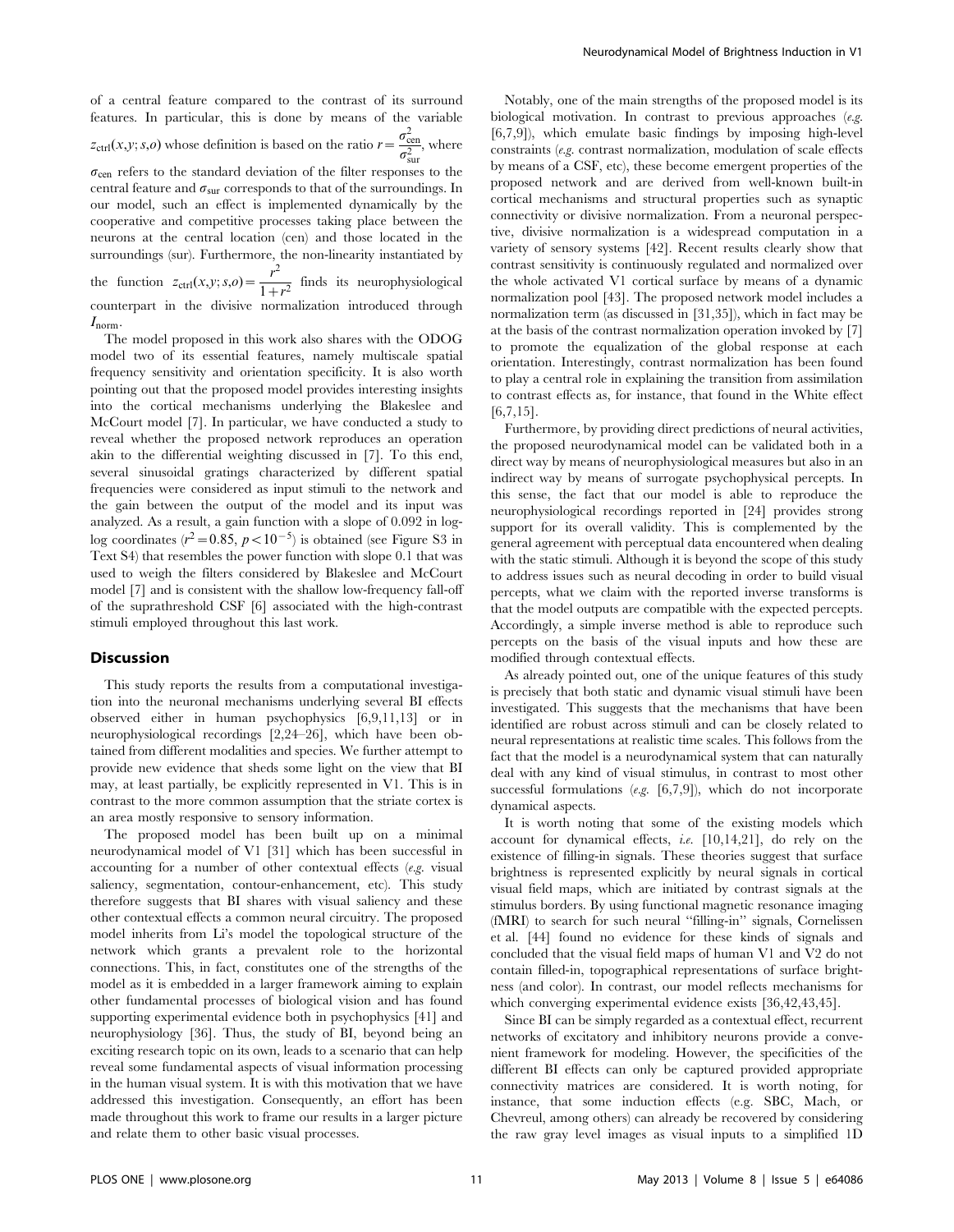of a central feature compared to the contrast of its surround features. In particular, this is done by means of the variable $z_{\text{ctrl}}(x,y;s,o)$ whose definition is based on the ratio $r = \frac{\sigma_{\text{cen}}^2}{\sigma_{\text{sur}}^2}$, where $\sigma_{\text{cen}}$ refers to the standard deviation of the filter responses to the central feature and $\sigma_{\text{sur}}$ corresponds to that of the surroundings. In our model, such an effect is implemented dynamically by the cooperative and competitive processes taking place between the neurons at the central location (cen) and those located in the surroundings (sur). Furthermore, the non-linearity instantiated by the function $z_{\text{ctrl}}(x,y;s,o) = \frac{r^2}{1+r^2}$ finds its neurophysiological counterpart in the divisive normalization introduced through $I_{\text{norm}}$.

The model proposed in this work also shares with the ODOG model two of its essential features, namely multiscale spatial frequency sensitivity and orientation specificity. It is also worth pointing out that the proposed model provides interesting insights into the cortical mechanisms underlying the Blakeslee and McCourt model [7]. In particular, we have conducted a study to reveal whether the proposed network reproduces an operation akin to the differential weighting discussed in [7]. To this end, several sinusoidal gratings characterized by different spatial frequencies were considered as input stimuli to the network and the gain between the output of the model and its input was analyzed. As a result, a gain function with a slope of 0.092 in log-log coordinates ($r^2 = 0.85$, $p < 10^{-5}$) is obtained (see Figure S3 in Text S4) that resembles the power function with slope 0.1 that was used to weigh the filters considered by Blakeslee and McCourt model [7] and is consistent with the shallow low-frequency fall-off of the suprathreshold CSF [6] associated with the high-contrast stimuli employed throughout this last work.

## Discussion

This study reports the results from a computational investigation into the neuronal mechanisms underlying several BI effects observed either in human psychophysics [6,9,11,13] or in neurophysiological recordings [2,24–26], which have been obtained from different modalities and species. We further attempt to provide new evidence that sheds some light on the view that BI may, at least partially, be explicitly represented in V1. This is in contrast to the more common assumption that the striate cortex is an area mostly responsive to sensory information.

The proposed model has been built up on a minimal neurodynamical model of V1 [31] which has been successful in accounting for a number of other contextual effects (*e.g.* visual saliency, segmentation, contour-enhancement, etc). This study therefore suggests that BI shares with visual saliency and these other contextual effects a common neural circuitry. The proposed model inherits from Li's model the topological structure of the network which grants a prevalent role to the horizontal connections. This, in fact, constitutes one of the strengths of the model as it is embedded in a larger framework aiming to explain other fundamental processes of biological vision and has found supporting experimental evidence both in psychophysics [41] and neurophysiology [36]. Thus, the study of BI, beyond being an exciting research topic on its own, leads to a scenario that can help reveal some fundamental aspects of visual information processing in the human visual system. It is with this motivation that we have addressed this investigation. Consequently, an effort has been made throughout this work to frame our results in a larger picture and relate them to other basic visual processes.

Notably, one of the main strengths of the proposed model is its biological motivation. In contrast to previous approaches (*e.g.* [6,7,9]), which emulate basic findings by imposing high-level constraints (*e.g.* contrast normalization, modulation of scale effects by means of a CSF, etc), these become emergent properties of the proposed network and are derived from well-known built-in cortical mechanisms and structural properties such as synaptic connectivity or divisive normalization. From a neuronal perspective, divisive normalization is a widespread computation in a variety of sensory systems [42]. Recent results clearly show that contrast sensitivity is continuously regulated and normalized over the whole activated V1 cortical surface by means of a dynamic normalization pool [43]. The proposed network model includes a normalization term (as discussed in [31,35]), which in fact may be at the basis of the contrast normalization operation invoked by [7] to promote the equalization of the global response at each orientation. Interestingly, contrast normalization has been found to play a central role in explaining the transition from assimilation to contrast effects as, for instance, that found in the White effect [6,7,15].

Furthermore, by providing direct predictions of neural activities, the proposed neurodynamical model can be validated both in a direct way by means of neurophysiological measures but also in an indirect way by means of surrogate psychophysical percepts. In this sense, the fact that our model is able to reproduce the neurophysiological recordings reported in [24] provides strong support for its overall validity. This is complemented by the general agreement with perceptual data encountered when dealing with the static stimuli. Although it is beyond the scope of this study to address issues such as neural decoding in order to build visual percepts, what we claim with the reported inverse transforms is that the model outputs are compatible with the expected percepts. Accordingly, a simple inverse method is able to reproduce such percepts on the basis of the visual inputs and how these are modified through contextual effects.

As already pointed out, one of the unique features of this study is precisely that both static and dynamic visual stimuli have been investigated. This suggests that the mechanisms that have been identified are robust across stimuli and can be closely related to neural representations at realistic time scales. This follows from the fact that the model is a neurodynamical system that can naturally deal with any kind of visual stimulus, in contrast to most other successful formulations (*e.g.* [6,7,9]), which do not incorporate dynamical aspects.

It is worth noting that some of the existing models which account for dynamical effects, *i.e.* [10,14,21], do rely on the existence of filling-in signals. These theories suggest that surface brightness is represented explicitly by neural signals in cortical visual field maps, which are initiated by contrast signals at the stimulus borders. By using functional magnetic resonance imaging (fMRI) to search for such neural "filling-in" signals, Cornelissen et al. [44] found no evidence for these kinds of signals and concluded that the visual field maps of human V1 and V2 do not contain filled-in, topographical representations of surface brightness (and color). In contrast, our model reflects mechanisms for which converging experimental evidence exists [36,42,43,45].

Since BI can be simply regarded as a contextual effect, recurrent networks of excitatory and inhibitory neurons provide a convenient framework for modeling. However, the specificities of the different BI effects can only be captured provided appropriate connectivity matrices are considered. It is worth noting, for instance, that some induction effects (e.g. SBC, Mach, or Chevreul, among others) can already be recovered by considering the raw gray level images as visual inputs to a simplified 1D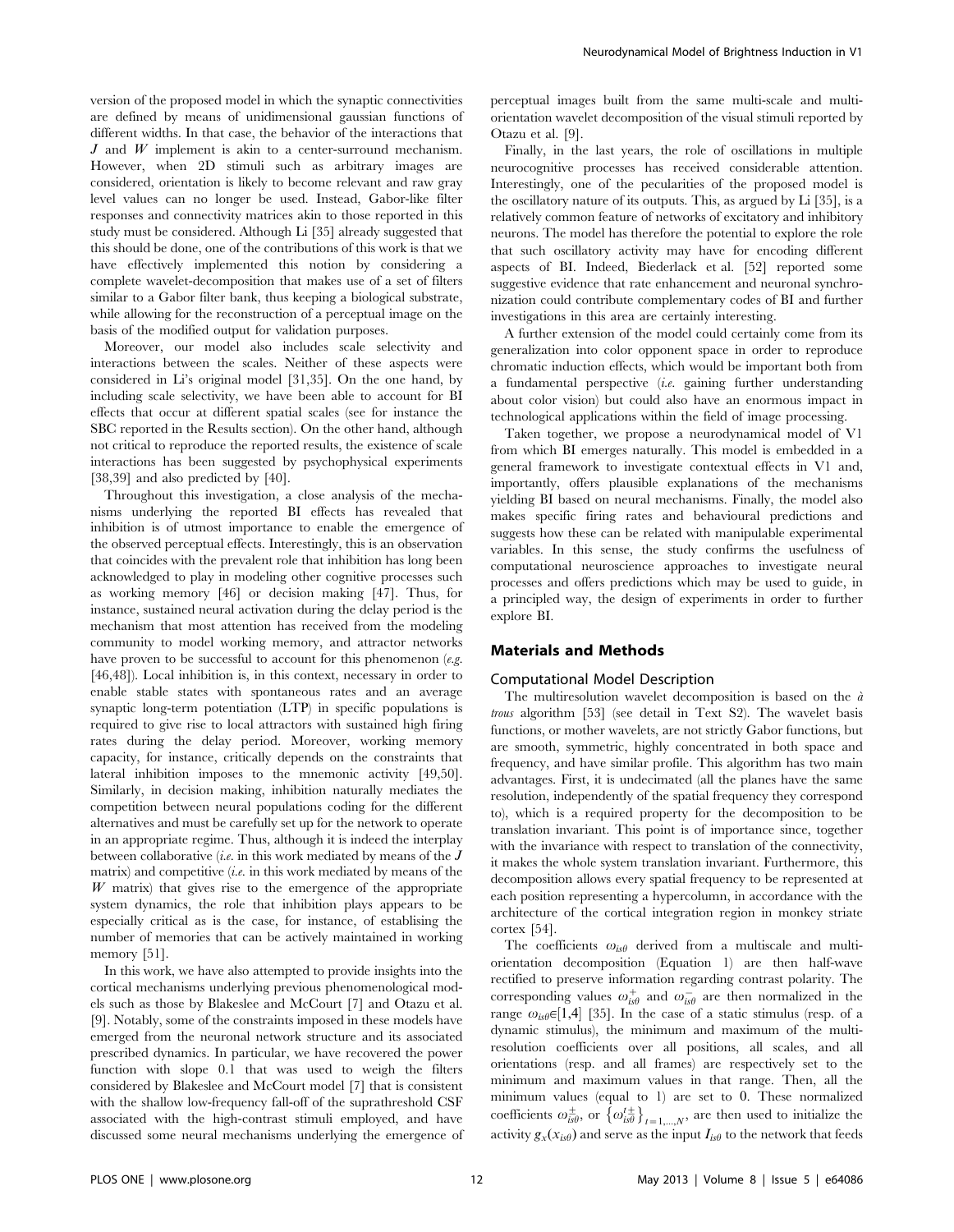version of the proposed model in which the synaptic connectivities are defined by means of unidimensional gaussian functions of different widths. In that case, the behavior of the interactions that $J$ and $W$ implement is akin to a center-surround mechanism. However, when 2D stimuli such as arbitrary images are considered, orientation is likely to become relevant and raw gray level values can no longer be used. Instead, Gabor-like filter responses and connectivity matrices akin to those reported in this study must be considered. Although Li [35] already suggested that this should be done, one of the contributions of this work is that we have effectively implemented this notion by considering a complete wavelet-decomposition that makes use of a set of filters similar to a Gabor filter bank, thus keeping a biological substrate, while allowing for the reconstruction of a perceptual image on the basis of the modified output for validation purposes.

Moreover, our model also includes scale selectivity and interactions between the scales. Neither of these aspects were considered in Li's original model [31,35]. On the one hand, by including scale selectivity, we have been able to account for BI effects that occur at different spatial scales (see for instance the SBC reported in the Results section). On the other hand, although not critical to reproduce the reported results, the existence of scale interactions has been suggested by psychophysical experiments [38,39] and also predicted by [40].

Throughout this investigation, a close analysis of the mechanisms underlying the reported BI effects has revealed that inhibition is of utmost importance to enable the emergence of the observed perceptual effects. Interestingly, this is an observation that coincides with the prevalent role that inhibition has long been acknowledged to play in modeling other cognitive processes such as working memory [46] or decision making [47]. Thus, for instance, sustained neural activation during the delay period is the mechanism that most attention has received from the modeling community to model working memory, and attractor networks have proven to be successful to account for this phenomenon (*e.g.* [46,48]). Local inhibition is, in this context, necessary in order to enable stable states with spontaneous rates and an average synaptic long-term potentiation (LTP) in specific populations is required to give rise to local attractors with sustained high firing rates during the delay period. Moreover, working memory capacity, for instance, critically depends on the constraints that lateral inhibition imposes to the mnemonic activity [49,50]. Similarly, in decision making, inhibition naturally mediates the competition between neural populations coding for the different alternatives and must be carefully set up for the network to operate in an appropriate regime. Thus, although it is indeed the interplay between collaborative (*i.e.* in this work mediated by means of the $J$ matrix) and competitive (*i.e.* in this work mediated by means of the $W$ matrix) that gives rise to the emergence of the appropriate system dynamics, the role that inhibition plays appears to be especially critical as is the case, for instance, of establising the number of memories that can be actively maintained in working memory [51].

In this work, we have also attempted to provide insights into the cortical mechanisms underlying previous phenomenological models such as those by Blakeslee and McCourt [7] and Otazu et al. [9]. Notably, some of the constraints imposed in these models have emerged from the neuronal network structure and its associated prescribed dynamics. In particular, we have recovered the power function with slope 0.1 that was used to weigh the filters considered by Blakeslee and McCourt model [7] that is consistent with the shallow low-frequency fall-off of the suprathreshold CSF associated with the high-contrast stimuli employed, and have discussed some neural mechanisms underlying the emergence of perceptual images built from the same multi-scale and multi-orientation wavelet decomposition of the visual stimuli reported by Otazu et al. [9].

Finally, in the last years, the role of oscillations in multiple neurocognitive processes has received considerable attention. Interestingly, one of the pecularities of the proposed model is the oscillatory nature of its outputs. This, as argued by Li [35], is a relatively common feature of networks of excitatory and inhibitory neurons. The model has therefore the potential to explore the role that such oscillatory activity may have for encoding different aspects of BI. Indeed, Biederlack et al. [52] reported some suggestive evidence that rate enhancement and neuronal synchronization could contribute complementary codes of BI and further investigations in this area are certainly interesting.

A further extension of the model could certainly come from its generalization into color opponent space in order to reproduce chromatic induction effects, which would be important both from a fundamental perspective (*i.e.* gaining further understanding about color vision) but could also have an enormous impact in technological applications within the field of image processing.

Taken together, we propose a neurodynamical model of V1 from which BI emerges naturally. This model is embedded in a general framework to investigate contextual effects in V1 and, importantly, offers plausible explanations of the mechanisms yielding BI based on neural mechanisms. Finally, the model also makes specific firing rates and behavioural predictions and suggests how these can be related with manipulable experimental variables. In this sense, the study confirms the usefulness of computational neuroscience approaches to investigate neural processes and offers predictions which may be used to guide, in a principled way, the design of experiments in order to further explore BI.

## Materials and Methods

### Computational Model Description

The multiresolution wavelet decomposition is based on the *à trous* algorithm [53] (see detail in Text S2). The wavelet basis functions, or mother wavelets, are not strictly Gabor functions, but are smooth, symmetric, highly concentrated in both space and frequency, and have similar profile. This algorithm has two main advantages. First, it is undecimated (all the planes have the same resolution, independently of the spatial frequency they correspond to), which is a required property for the decomposition to be translation invariant. This point is of importance since, together with the invariance with respect to translation of the connectivity, it makes the whole system translation invariant. Furthermore, this decomposition allows every spatial frequency to be represented at each position representing a hypercolumn, in accordance with the architecture of the cortical integration region in monkey striate cortex [54].

The coefficients $\omega_{is\theta}$ derived from a multiscale and multi-orientation decomposition (Equation 1) are then half-wave rectified to preserve information regarding contrast polarity. The corresponding values $\omega^{+}_{is\theta}$ and $\omega^{-}_{is\theta}$ are then normalized in the range $\omega_{is\theta} \in [1,4]$ [35]. In the case of a static stimulus (resp. of a dynamic stimulus), the minimum and maximum of the multi-resolution coefficients over all positions, all scales, and all orientations (resp. and all frames) are respectively set to the minimum and maximum values in that range. Then, all the minimum values (equal to 1) are set to 0. These normalized coefficients $\omega^{\pm}_{is\theta}$, or $\{\omega^{t\pm}_{is\theta}\}_{t=1,\ldots,N}$, are then used to initialize the activity $g_x(x_{is\theta})$ and serve as the input $I_{is\theta}$ to the network that feeds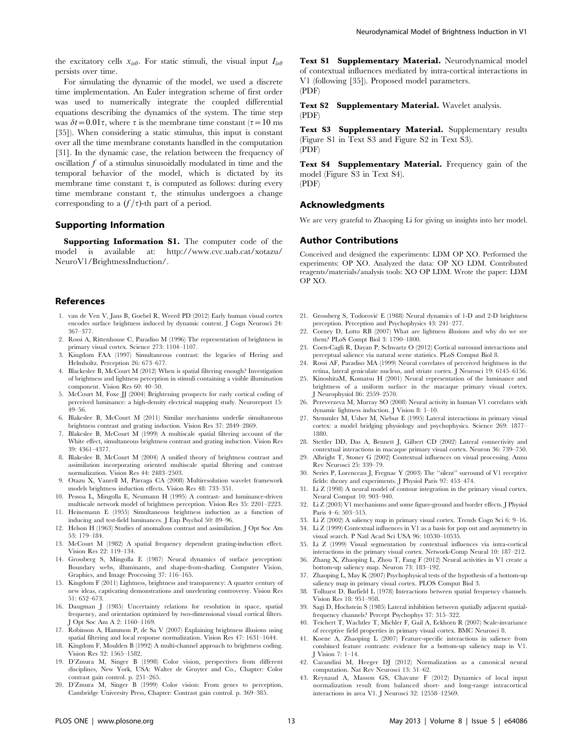the excitatory cells $x_{is\theta}$. For static stimuli, the visual input $I_{is\theta}$ persists over time.

For simulating the dynamic of the model, we used a discrete time implementation. An Euler integration scheme of first order was used to numerically integrate the coupled differential equations describing the dynamics of the system. The time step was $\delta t = 0.01\tau$, where $\tau$ is the membrane time constant ($\tau = 10$ ms [35]). When considering a static stimulus, this input is constant over all the time membrane constants handled in the computation [31]. In the dynamic case, the relation between the frequency of oscillation $f$ of a stimulus sinusoidally modulated in time and the temporal behavior of the model, which is dictated by its membrane time constant $\tau$, is computed as follows: during every time membrane constant $\tau$, the stimulus undergoes a change corresponding to a $(f/\tau)$-th part of a period.

## Supporting Information

**Supporting Information S1.** The computer code of the model is available at: http://www.cvc.uab.cat/xotazu/NeuroV1/BrightnessInduction/.

**Text S1 Supplementary Material.** Neurodynamical model of contextual influences mediated by intra-cortical interactions in V1 (following [35]). Proposed model parameters.
(PDF)

**Text S2 Supplementary Material.** Wavelet analysis.
(PDF)

**Text S3 Supplementary Material.** Supplementary results (Figure S1 in Text S3 and Figure S2 in Text S3).
(PDF)

**Text S4 Supplementary Material.** Frequency gain of the model (Figure S3 in Text S4).
(PDF)

## Acknowledgments

We are very grateful to Zhaoping Li for giving us insights into her model.

## Author Contributions

Conceived and designed the experiments: LDM OP XO. Performed the experiments: OP XO. Analyzed the data: OP XO LDM. Contributed reagents/materials/analysis tools: XO OP LDM. Wrote the paper: LDM OP XO.

## References

1. van de Ven V, Jans B, Goebel R, Weerd PD (2012) Early human visual cortex encodes surface brightness induced by dynamic context. J Cogn Neurosci 24: 367–377.
2. Rossi A, Rittenhouse C, Paradiso M (1996) The representation of brightness in primary visual cortex. Science 273: 1104–1107.
3. Kingdom FAA (1997) Simultaneous contrast: the legacies of Hering and Helmholtz. Perception 26: 673–677.
4. Blackeslee B, McCourt M (2012) When is spatial filtering enough? Investigation of brightness and lightness perception in stimuli containing a visible illumination component. Vision Res 60: 40–50.
5. McCourt M, Foxe JJ (2004) Brightening prospects for early cortical coding of perceived luminance: a high-density electrical mapping study. Neuroreport 15: 49–56.
6. Blakeslee B, McCourt M (2011) Similar mechanisms underlie simultaneous brightness contrast and grating induction. Vision Res 37: 2849–2869.
7. Blakeslee B, McCourt M (1999) A multiscale spatial filtering account of the White effect, simultaneous brightness contrast and grating induction. Vision Res 39: 4361–4377.
8. Blakeslee B, McCourt M (2004) A unified theory of brightness contrast and assimilation incorporating oriented multiscale spatial filtering and contrast normalization. Vision Res 44: 2483–2503.
9. Otazu X, Vanrell M, Párraga CA (2008) Multiresolution wavelet framework models brightness induction effects. Vision Res 48: 733–351.
10. Pessoa L, Mingolla E, Neumann H (1995) A contrast- and luminance-driven multiscale network model of brightness perception. Vision Res 35: 2201–2223.
11. Heinemann E (1955) Simultaneous brightness induction as a function of inducing and test-field luminances. J Exp Psychol 50: 89–96.
12. Helson H (1963) Studies of anomalous contrast and assimilation. J Opt Soc Am 53: 179–184.
13. McCourt M (1982) A spatial frequency dependent grating-induction effect. Vision Res 22: 119–134.
14. Grossberg S, Mingolla E (1987) Neural dynamics of surface perception: Boundary webs, illuminants, and shape-from-shading. Computer Vision, Graphics, and Image Processing 37: 116–165.
15. Kingdom F (2011) Lightness, brightness and transparency: A quarter century of new ideas, captivating demonstrations and unrelenting controversy. Vision Res 51: 652–673.
16. Daugman J (1985) Uncertainty relations for resolution in space, spatial frequency, and orientation optimized by two-dimensional visual cortical filters. J Opt Soc Am A 2: 1160–1169.
17. Robinson A, Hammon P, de Sa V (2007) Explaining brightness illusions using spatial filtering and local response normalization. Vision Res 47: 1631–1644.
18. Kingdom F, Moulden B (1992) A multi-channel approach to brightness coding. Vision Res 32: 1565–1582.
19. D'Zmura M, Singer B (1998) Color vision, perspectives from different disciplines, New York, USA: Walter de Gruyter and Co., Chapter: Color contrast gain control. p. 251–265.
20. D'Zmura M, Singer B (1999) Color vision: From genes to perception, Cambridge University Press, Chapter: Contrast gain control. p. 369–385.
21. Grossberg S, Todorović E (1988) Neural dynamics of 1-D and 2-D brightness perception. Perception and Psychophysics 43: 241–277.
22. Corney D, Lotto RB (2007) What are lightness illusions and why do we see them? PLoS Compt Biol 3: 1790–1800.
23. Coen-Cagli R, Dayan P, Schwartz O (2012) Cortical surround interactions and perceptual salience via natural scene statistics. PLoS Comput Biol 8.
24. Rossi AF, Paradiso MA (1999) Neural correlates of perceived brightness in the retina, lateral geniculate nucleus, and striate cortex. J Neurosci 19: 6145–6156.
25. KinoshitaM, Komatsu H (2001) Neural representation of the luminance and brightness of a uniform surface in the macaque primary visual cortex. J Neurophysiol 86: 2559–2570.
26. Pereverzeva M, Murray SO (2008) Neural activity in human V1 correlates with dynamic lightness induction. J Vision 8: 1–10.
27. Stemmler M, Usher M, Niebur E (1995) Lateral interactions in primary visual cortex: a model bridging physiology and psychophysics. Science 269: 1877–1880.
28. Stettler DD, Das A, Bennett J, Gilbert CD (2002) Lateral connectivity and contextual interactions in macaque primary visual cortex. Neuron 36: 739–750.
29. Albright T, Stoner G (2002) Contextual influences on visual processing. Annu Rev Neurosci 25: 339–79.
30. Series P, Lorenceau J, Fregnac Y (2003) The ''silent'' surround of V1 receptive fields: theory and experiments. J Physiol Paris 97: 453–474.
31. Li Z (1998) A neural model of contour integration in the primary visual cortex. Neural Comput 10: 903–940.
32. Li Z (2003) V1 mechanisms and some figure-ground and border effects. J Physiol Paris 4–6: 503–515.
33. Li Z (2002) A saliency map in primary visual cortex. Trends Cogn Sci 6: 9–16.
34. Li Z (1999) Contextual influences in V1 as a basis for pop out and asymmetry in visual search. P Natl Acad Sci USA 96: 10530–10535.
35. Li Z (1999) Visual segmentation by contextual influences via intra-cortical interactions in the primary visual cortex. Network-Comp Neural 10: 187–212.
36. Zhang X, Zhaoping L, Zhou T, Fang F (2012) Neural activities in V1 create a bottom-up saliency map. Neuron 73: 183–192.
37. Zhaoping L, May K (2007) Psychophysical tests of the hypothesis of a bottom-up saliency map in primary visual cortex. PLOS Comput Biol 3.
38. Tolhurst D, Barfield L (1978) Interactions between spatial frequency channels. Vision Res 18: 951–958.
39. Sagi D, Hochstein S (1985) Lateral inhibition between spatially adjacent spatial-frequency channels? Percept Psychophys 37: 315–322.
40. Teichert T, Wachtler T, Michler F, Gail A, Eckhorn R (2007) Scale-invariance of receptive field properties in primary visual cortex. BMC Neurosci 8.
41. Koene A, Zhaoping L (2007) Feature-specific interactions in salience from combined feature contrasts: evidence for a bottom-up saliency map in V1. J Vision 7: 1–14.
42. Carandini M, Heeger DJ (2012) Normalization as a canonical neural computation. Nat Rev Neurosci 13: 51–62.
43. Reynaud A, Masson GS, Chavane F (2012) Dynamics of local input normalization result from balanced short- and long-range intracortical interactions in area V1. J Neurosci 32: 12558–12569.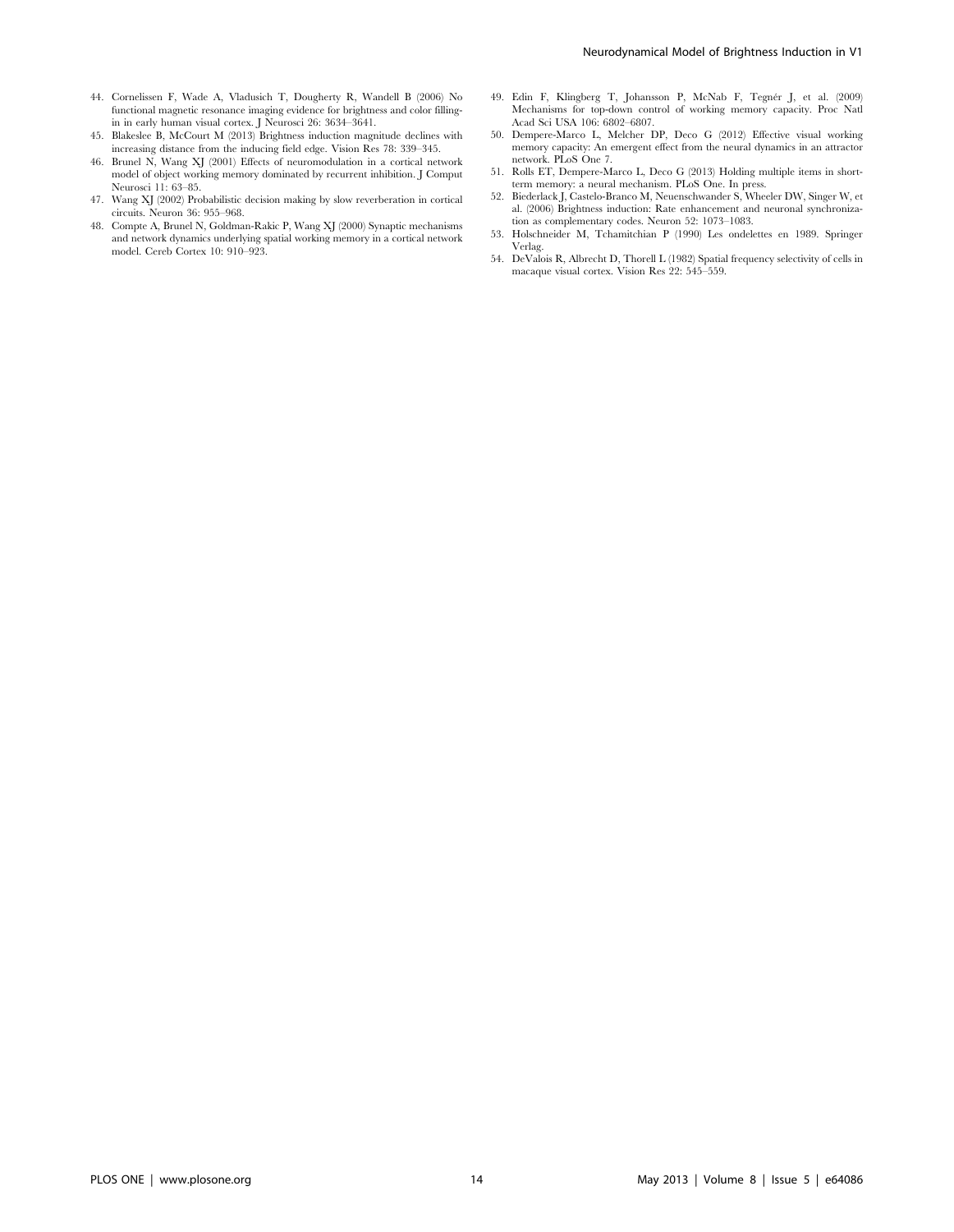44. Cornelissen F, Wade A, Vladusich T, Dougherty R, Wandell B (2006) No functional magnetic resonance imaging evidence for brightness and color filling-in in early human visual cortex. J Neurosci 26: 3634–3641.
45. Blakeslee B, McCourt M (2013) Brightness induction magnitude declines with increasing distance from the inducing field edge. Vision Res 78: 339–345.
46. Brunel N, Wang XJ (2001) Effects of neuromodulation in a cortical network model of object working memory dominated by recurrent inhibition. J Comput Neurosci 11: 63–85.
47. Wang XJ (2002) Probabilistic decision making by slow reverberation in cortical circuits. Neuron 36: 955–968.
48. Compte A, Brunel N, Goldman-Rakic P, Wang XJ (2000) Synaptic mechanisms and network dynamics underlying spatial working memory in a cortical network model. Cereb Cortex 10: 910–923.
49. Edin F, Klingberg T, Johansson P, McNab F, Tegnér J, et al. (2009) Mechanisms for top-down control of working memory capacity. Proc Natl Acad Sci USA 106: 6802–6807.
50. Dempere-Marco L, Melcher DP, Deco G (2012) Effective visual working memory capacity: An emergent effect from the neural dynamics in an attractor network. PLoS One 7.
51. Rolls ET, Dempere-Marco L, Deco G (2013) Holding multiple items in short-term memory: a neural mechanism. PLoS One. In press.
52. Biederlack J, Castelo-Branco M, Neuenschwander S, Wheeler DW, Singer W, et al. (2006) Brightness induction: Rate enhancement and neuronal synchronization as complementary codes. Neuron 52: 1073–1083.
53. Holschneider M, Tchamitchian P (1990) Les ondelettes en 1989. Springer Verlag.
54. DeValois R, Albrecht D, Thorell L (1982) Spatial frequency selectivity of cells in macaque visual cortex. Vision Res 22: 545–559.